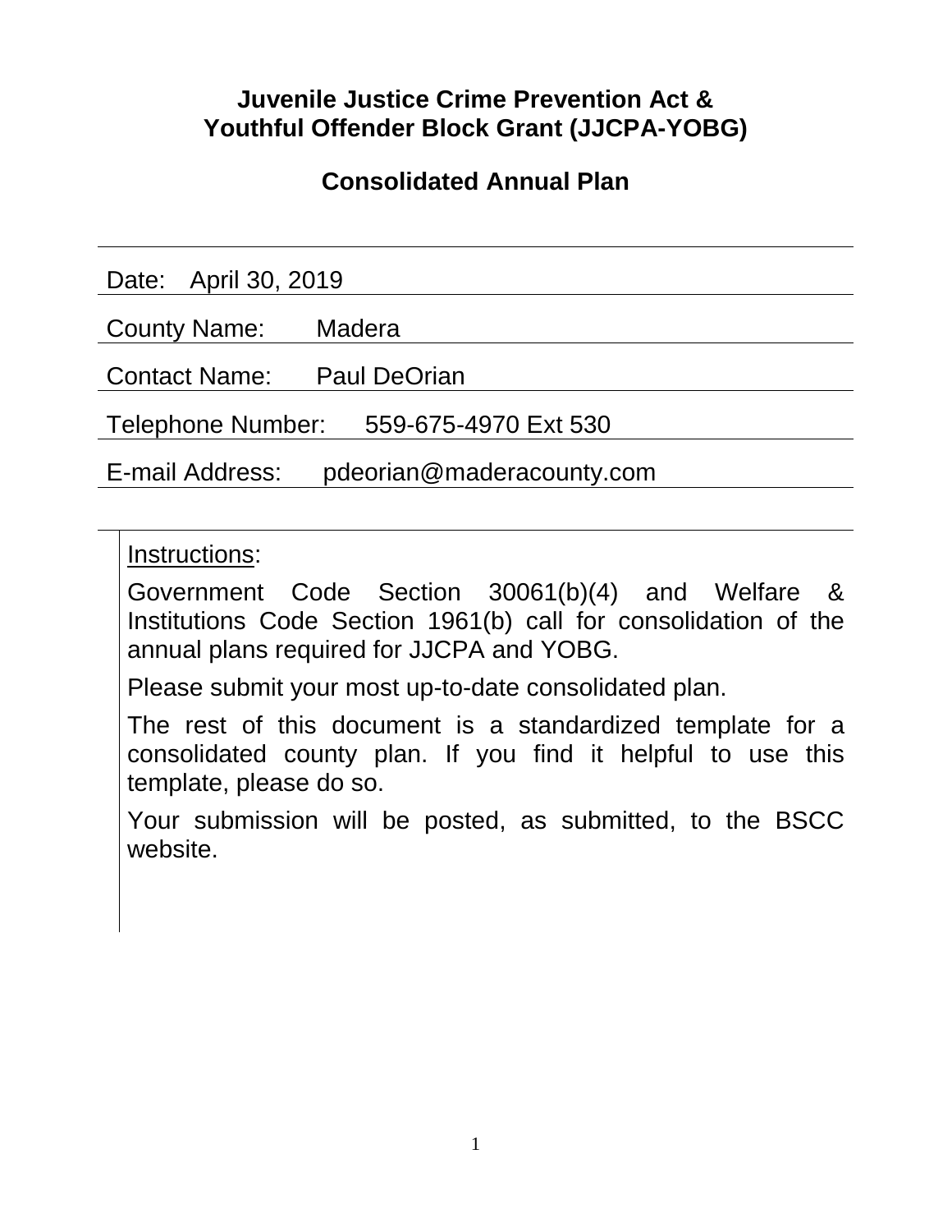# Juvenile Justice Crime Prevention Act & Youthful Offender Block Grant (JJCPA-YOBG)

## Consolidated Annual Plan

Date: April 30, 2019

County Name: Madera

Contact Name: Paul DeOrian

Telephone Number: 559-675-4970 Ext 530

E-mail Address: pdeorian@maderacounty.com

Instructions:

Government Code Section 30061(b)(4) and Welfare & Institutions Code Section 1961(b) call for consolidation of the annual plans required for JJCPA and YOBG.

Please submit your most up-to-date consolidated plan.

The rest of this document is a standardized template for a consolidated county plan. If you find it helpful to use this template, please do so.

Your submission will be posted, as submitted, to the BSCC website.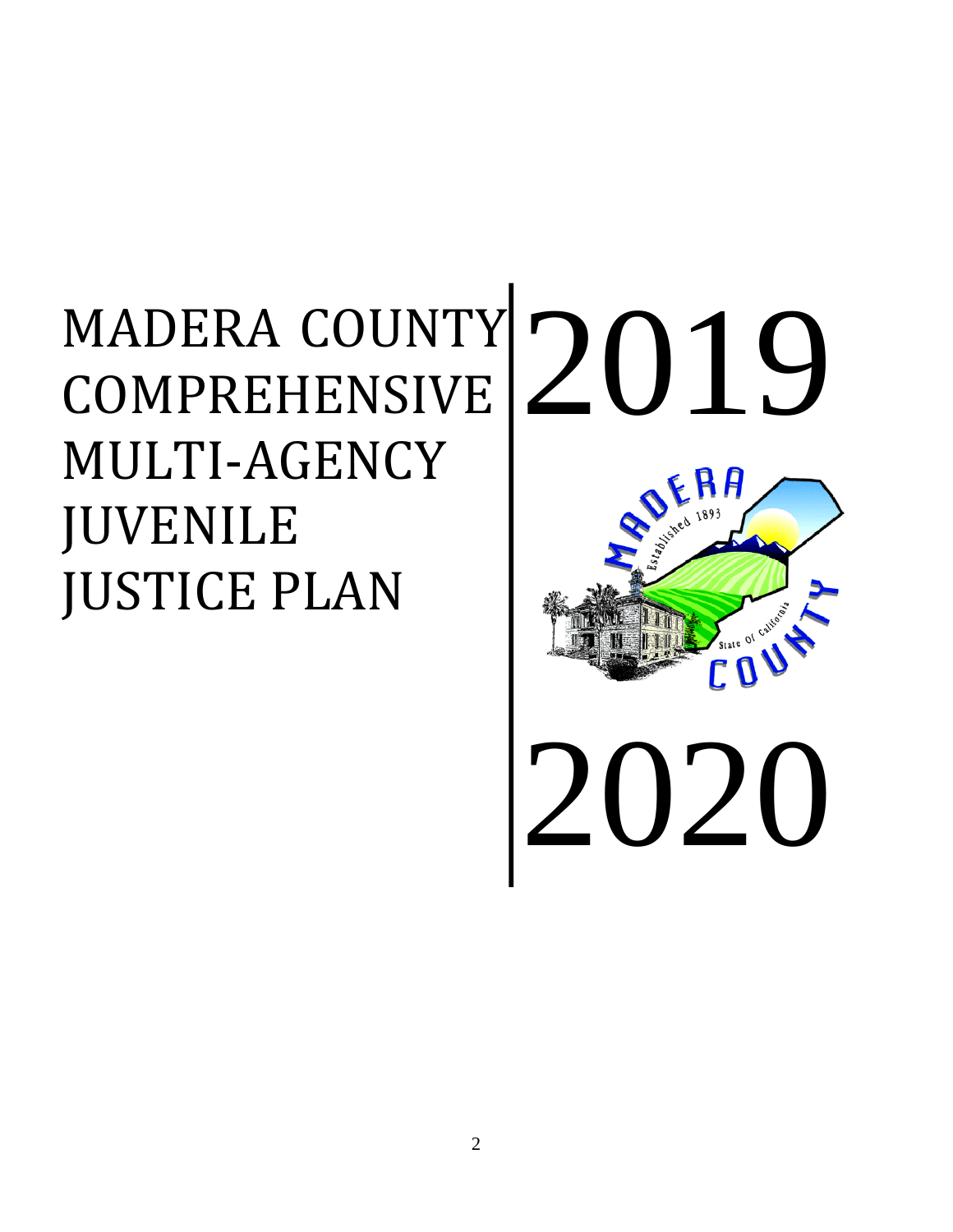# MADERA COUNTY COMPREHENSIVE MULTI-AGENCY JUVENILE JUSTICE PLAN

# 2019

# 2020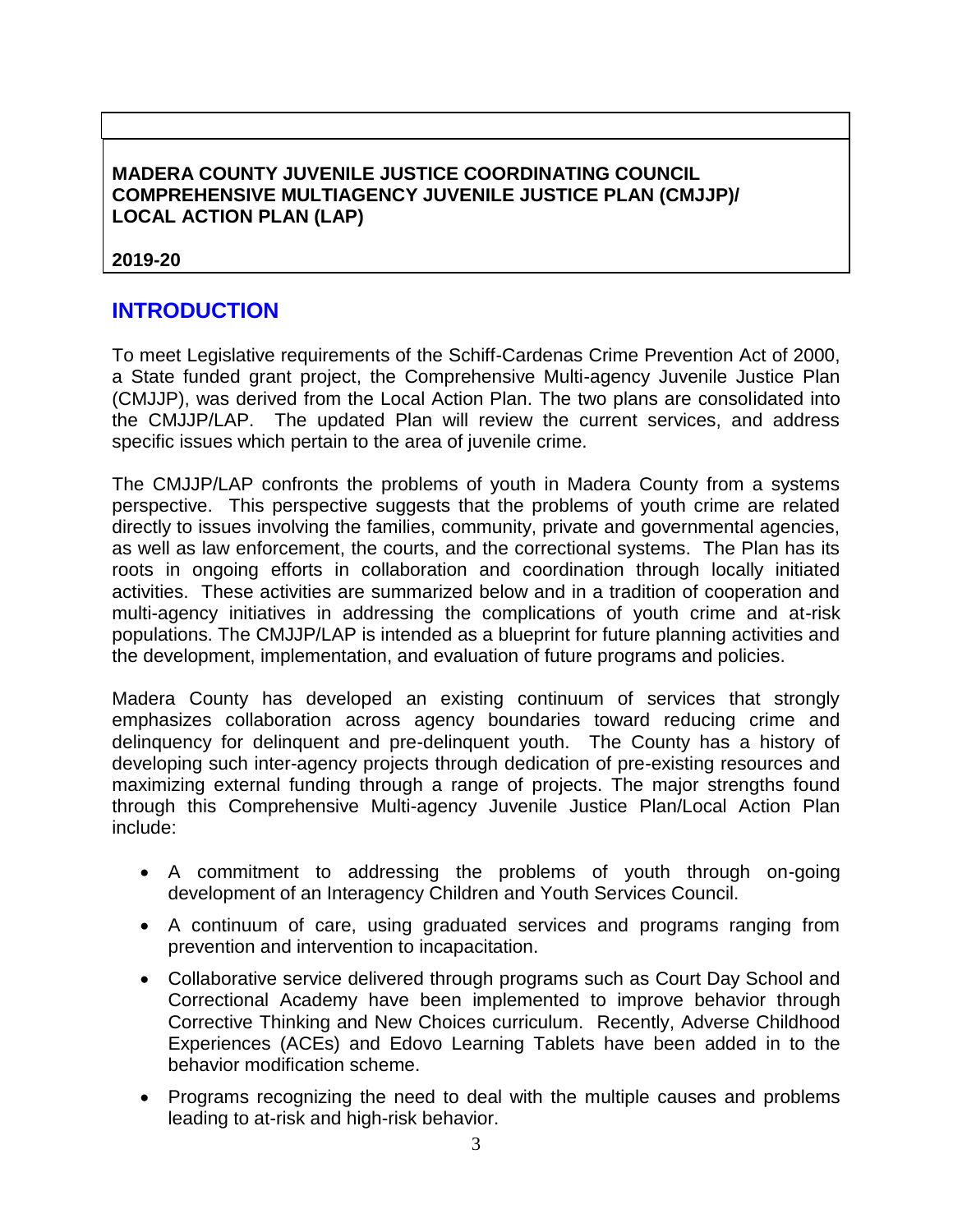**MADERA COUNTY JUVENILE JUSTICE COORDINATING COUNCIL**
**COMPREHENSIVE MULTIAGENCY JUVENILE JUSTICE PLAN (CMJJP)/**
**LOCAL ACTION PLAN (LAP)**

**2019-20**

## INTRODUCTION

To meet Legislative requirements of the Schiff-Cardenas Crime Prevention Act of 2000, a State funded grant project, the Comprehensive Multi-agency Juvenile Justice Plan (CMJJP), was derived from the Local Action Plan. The two plans are consolidated into the CMJJP/LAP. The updated Plan will review the current services, and address specific issues which pertain to the area of juvenile crime.

The CMJJP/LAP confronts the problems of youth in Madera County from a systems perspective. This perspective suggests that the problems of youth crime are related directly to issues involving the families, community, private and governmental agencies, as well as law enforcement, the courts, and the correctional systems. The Plan has its roots in ongoing efforts in collaboration and coordination through locally initiated activities. These activities are summarized below and in a tradition of cooperation and multi-agency initiatives in addressing the complications of youth crime and at-risk populations. The CMJJP/LAP is intended as a blueprint for future planning activities and the development, implementation, and evaluation of future programs and policies.

Madera County has developed an existing continuum of services that strongly emphasizes collaboration across agency boundaries toward reducing crime and delinquency for delinquent and pre-delinquent youth. The County has a history of developing such inter-agency projects through dedication of pre-existing resources and maximizing external funding through a range of projects. The major strengths found through this Comprehensive Multi-agency Juvenile Justice Plan/Local Action Plan include:

- A commitment to addressing the problems of youth through on-going development of an Interagency Children and Youth Services Council.
- A continuum of care, using graduated services and programs ranging from prevention and intervention to incapacitation.
- Collaborative service delivered through programs such as Court Day School and Correctional Academy have been implemented to improve behavior through Corrective Thinking and New Choices curriculum. Recently, Adverse Childhood Experiences (ACEs) and Edovo Learning Tablets have been added in to the behavior modification scheme.
- Programs recognizing the need to deal with the multiple causes and problems leading to at-risk and high-risk behavior.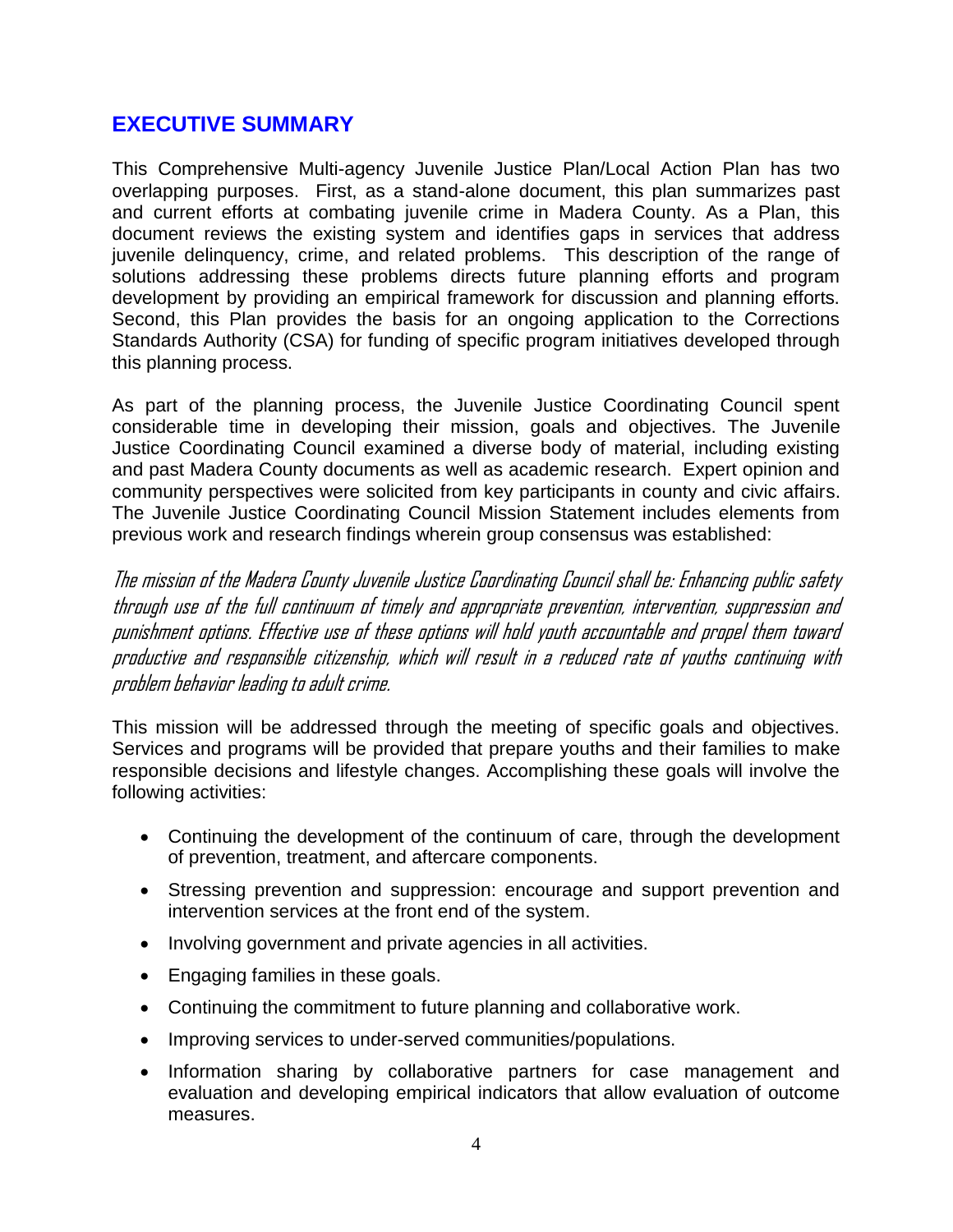## EXECUTIVE SUMMARY

This Comprehensive Multi-agency Juvenile Justice Plan/Local Action Plan has two overlapping purposes. First, as a stand-alone document, this plan summarizes past and current efforts at combating juvenile crime in Madera County. As a Plan, this document reviews the existing system and identifies gaps in services that address juvenile delinquency, crime, and related problems. This description of the range of solutions addressing these problems directs future planning efforts and program development by providing an empirical framework for discussion and planning efforts. Second, this Plan provides the basis for an ongoing application to the Corrections Standards Authority (CSA) for funding of specific program initiatives developed through this planning process.

As part of the planning process, the Juvenile Justice Coordinating Council spent considerable time in developing their mission, goals and objectives. The Juvenile Justice Coordinating Council examined a diverse body of material, including existing and past Madera County documents as well as academic research. Expert opinion and community perspectives were solicited from key participants in county and civic affairs. The Juvenile Justice Coordinating Council Mission Statement includes elements from previous work and research findings wherein group consensus was established:

*The mission of the Madera County Juvenile Justice Coordinating Council shall be: Enhancing public safety through use of the full continuum of timely and appropriate prevention, intervention, suppression and punishment options. Effective use of these options will hold youth accountable and propel them toward productive and responsible citizenship, which will result in a reduced rate of youths continuing with problem behavior leading to adult crime.*

This mission will be addressed through the meeting of specific goals and objectives. Services and programs will be provided that prepare youths and their families to make responsible decisions and lifestyle changes. Accomplishing these goals will involve the following activities:

- Continuing the development of the continuum of care, through the development of prevention, treatment, and aftercare components.
- Stressing prevention and suppression: encourage and support prevention and intervention services at the front end of the system.
- Involving government and private agencies in all activities.
- Engaging families in these goals.
- Continuing the commitment to future planning and collaborative work.
- Improving services to under-served communities/populations.
- Information sharing by collaborative partners for case management and evaluation and developing empirical indicators that allow evaluation of outcome measures.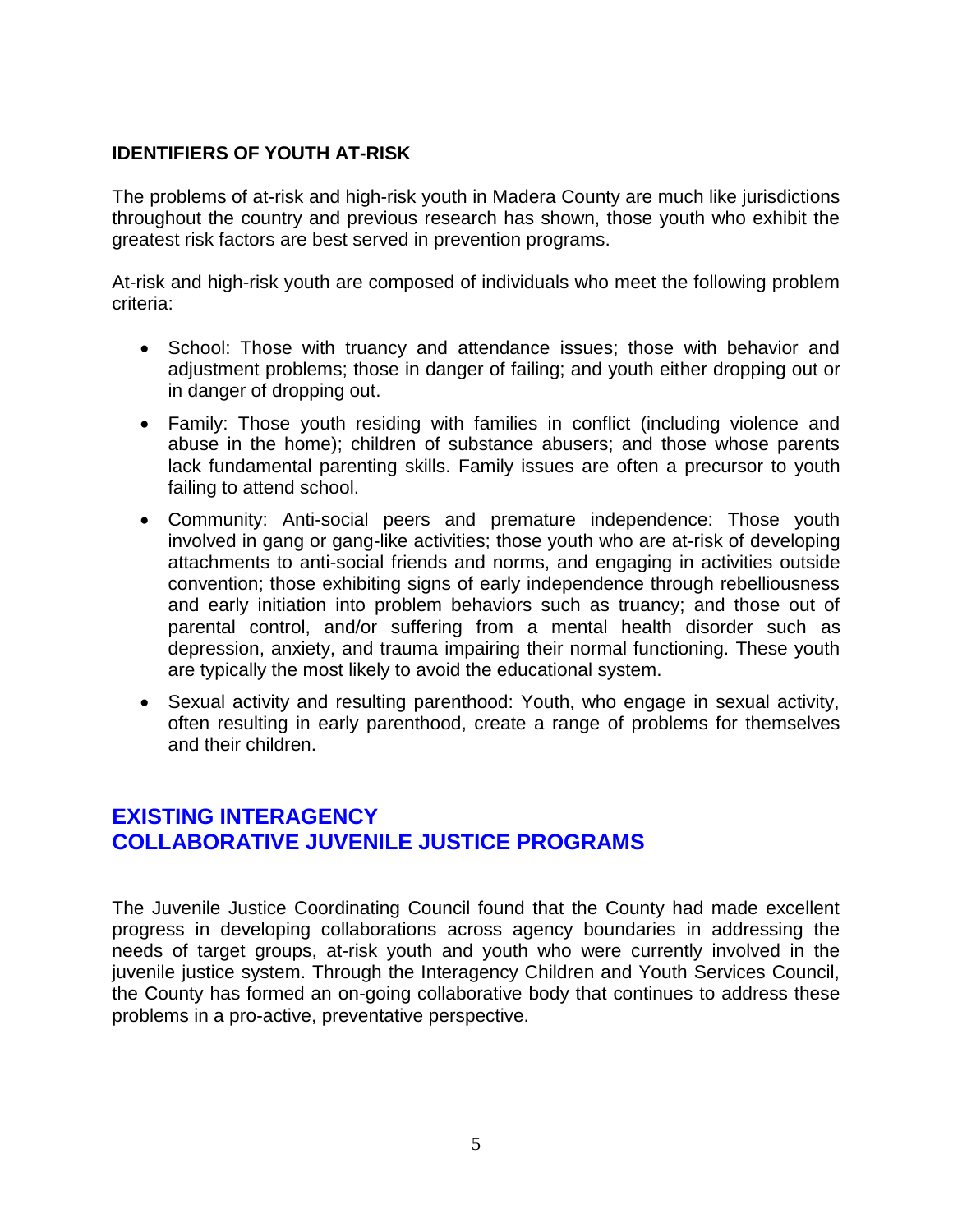**IDENTIFIERS OF YOUTH AT-RISK**

The problems of at-risk and high-risk youth in Madera County are much like jurisdictions throughout the country and previous research has shown, those youth who exhibit the greatest risk factors are best served in prevention programs.

At-risk and high-risk youth are composed of individuals who meet the following problem criteria:

- School: Those with truancy and attendance issues; those with behavior and adjustment problems; those in danger of failing; and youth either dropping out or in danger of dropping out.
- Family: Those youth residing with families in conflict (including violence and abuse in the home); children of substance abusers; and those whose parents lack fundamental parenting skills. Family issues are often a precursor to youth failing to attend school.
- Community: Anti-social peers and premature independence: Those youth involved in gang or gang-like activities; those youth who are at-risk of developing attachments to anti-social friends and norms, and engaging in activities outside convention; those exhibiting signs of early independence through rebelliousness and early initiation into problem behaviors such as truancy; and those out of parental control, and/or suffering from a mental health disorder such as depression, anxiety, and trauma impairing their normal functioning. These youth are typically the most likely to avoid the educational system.
- Sexual activity and resulting parenthood: Youth, who engage in sexual activity, often resulting in early parenthood, create a range of problems for themselves and their children.

## EXISTING INTERAGENCY COLLABORATIVE JUVENILE JUSTICE PROGRAMS

The Juvenile Justice Coordinating Council found that the County had made excellent progress in developing collaborations across agency boundaries in addressing the needs of target groups, at-risk youth and youth who were currently involved in the juvenile justice system. Through the Interagency Children and Youth Services Council, the County has formed an on-going collaborative body that continues to address these problems in a pro-active, preventative perspective.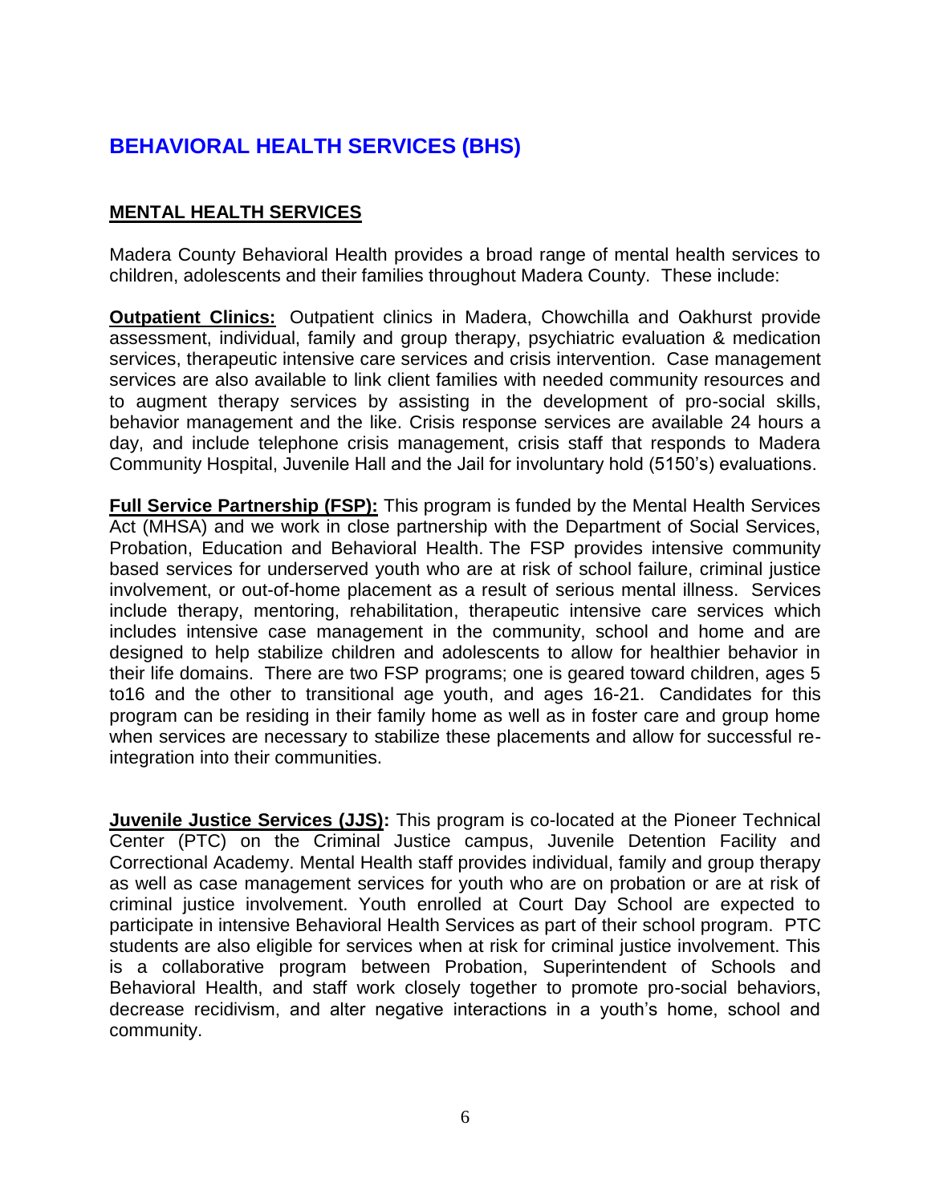# BEHAVIORAL HEALTH SERVICES (BHS)

## MENTAL HEALTH SERVICES

Madera County Behavioral Health provides a broad range of mental health services to children, adolescents and their families throughout Madera County. These include:

**Outpatient Clinics:** Outpatient clinics in Madera, Chowchilla and Oakhurst provide assessment, individual, family and group therapy, psychiatric evaluation & medication services, therapeutic intensive care services and crisis intervention. Case management services are also available to link client families with needed community resources and to augment therapy services by assisting in the development of pro-social skills, behavior management and the like. Crisis response services are available 24 hours a day, and include telephone crisis management, crisis staff that responds to Madera Community Hospital, Juvenile Hall and the Jail for involuntary hold (5150's) evaluations.

**Full Service Partnership (FSP):** This program is funded by the Mental Health Services Act (MHSA) and we work in close partnership with the Department of Social Services, Probation, Education and Behavioral Health. The FSP provides intensive community based services for underserved youth who are at risk of school failure, criminal justice involvement, or out-of-home placement as a result of serious mental illness. Services include therapy, mentoring, rehabilitation, therapeutic intensive care services which includes intensive case management in the community, school and home and are designed to help stabilize children and adolescents to allow for healthier behavior in their life domains. There are two FSP programs; one is geared toward children, ages 5 to16 and the other to transitional age youth, and ages 16-21. Candidates for this program can be residing in their family home as well as in foster care and group home when services are necessary to stabilize these placements and allow for successful re-integration into their communities.

**Juvenile Justice Services (JJS):** This program is co-located at the Pioneer Technical Center (PTC) on the Criminal Justice campus, Juvenile Detention Facility and Correctional Academy. Mental Health staff provides individual, family and group therapy as well as case management services for youth who are on probation or are at risk of criminal justice involvement. Youth enrolled at Court Day School are expected to participate in intensive Behavioral Health Services as part of their school program. PTC students are also eligible for services when at risk for criminal justice involvement. This is a collaborative program between Probation, Superintendent of Schools and Behavioral Health, and staff work closely together to promote pro-social behaviors, decrease recidivism, and alter negative interactions in a youth's home, school and community.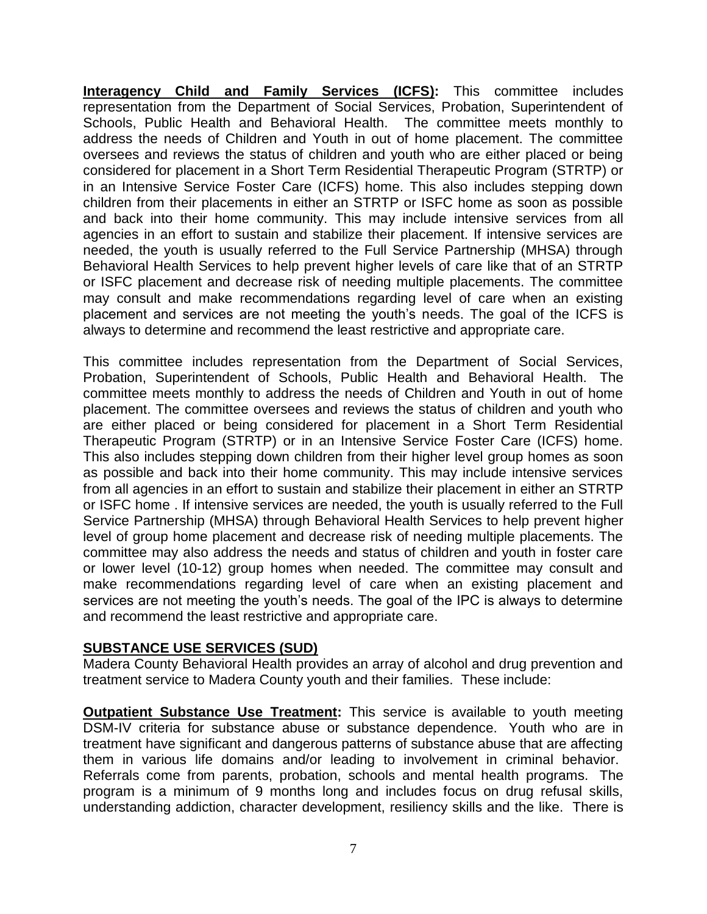**Interagency Child and Family Services (ICFS):** This committee includes representation from the Department of Social Services, Probation, Superintendent of Schools, Public Health and Behavioral Health. The committee meets monthly to address the needs of Children and Youth in out of home placement. The committee oversees and reviews the status of children and youth who are either placed or being considered for placement in a Short Term Residential Therapeutic Program (STRTP) or in an Intensive Service Foster Care (ICFS) home. This also includes stepping down children from their placements in either an STRTP or ISFC home as soon as possible and back into their home community. This may include intensive services from all agencies in an effort to sustain and stabilize their placement. If intensive services are needed, the youth is usually referred to the Full Service Partnership (MHSA) through Behavioral Health Services to help prevent higher levels of care like that of an STRTP or ISFC placement and decrease risk of needing multiple placements. The committee may consult and make recommendations regarding level of care when an existing placement and services are not meeting the youth's needs. The goal of the ICFS is always to determine and recommend the least restrictive and appropriate care.

This committee includes representation from the Department of Social Services, Probation, Superintendent of Schools, Public Health and Behavioral Health. The committee meets monthly to address the needs of Children and Youth in out of home placement. The committee oversees and reviews the status of children and youth who are either placed or being considered for placement in a Short Term Residential Therapeutic Program (STRTP) or in an Intensive Service Foster Care (ICFS) home. This also includes stepping down children from their higher level group homes as soon as possible and back into their home community. This may include intensive services from all agencies in an effort to sustain and stabilize their placement in either an STRTP or ISFC home . If intensive services are needed, the youth is usually referred to the Full Service Partnership (MHSA) through Behavioral Health Services to help prevent higher level of group home placement and decrease risk of needing multiple placements. The committee may also address the needs and status of children and youth in foster care or lower level (10-12) group homes when needed. The committee may consult and make recommendations regarding level of care when an existing placement and services are not meeting the youth's needs. The goal of the IPC is always to determine and recommend the least restrictive and appropriate care.

## SUBSTANCE USE SERVICES (SUD)

Madera County Behavioral Health provides an array of alcohol and drug prevention and treatment service to Madera County youth and their families. These include:

**Outpatient Substance Use Treatment:** This service is available to youth meeting DSM-IV criteria for substance abuse or substance dependence. Youth who are in treatment have significant and dangerous patterns of substance abuse that are affecting them in various life domains and/or leading to involvement in criminal behavior. Referrals come from parents, probation, schools and mental health programs. The program is a minimum of 9 months long and includes focus on drug refusal skills, understanding addiction, character development, resiliency skills and the like. There is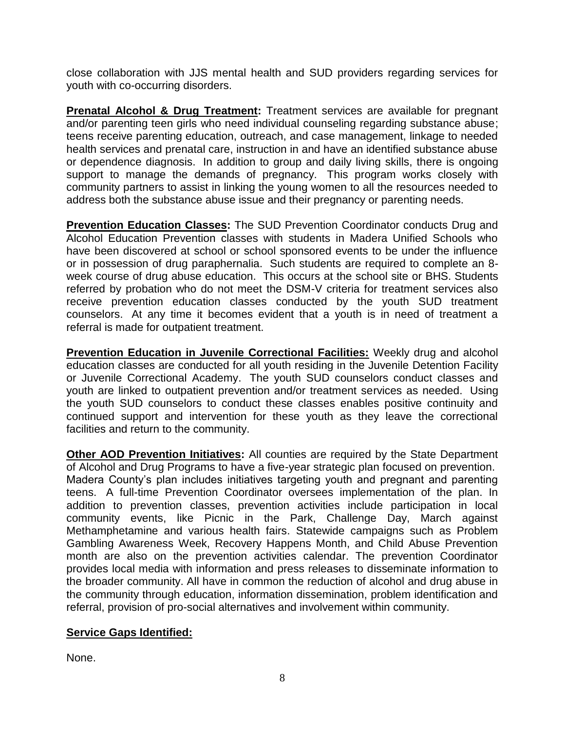close collaboration with JJS mental health and SUD providers regarding services for youth with co-occurring disorders.

**Prenatal Alcohol & Drug Treatment:** Treatment services are available for pregnant and/or parenting teen girls who need individual counseling regarding substance abuse; teens receive parenting education, outreach, and case management, linkage to needed health services and prenatal care, instruction in and have an identified substance abuse or dependence diagnosis. In addition to group and daily living skills, there is ongoing support to manage the demands of pregnancy. This program works closely with community partners to assist in linking the young women to all the resources needed to address both the substance abuse issue and their pregnancy or parenting needs.

**Prevention Education Classes:** The SUD Prevention Coordinator conducts Drug and Alcohol Education Prevention classes with students in Madera Unified Schools who have been discovered at school or school sponsored events to be under the influence or in possession of drug paraphernalia. Such students are required to complete an 8-week course of drug abuse education. This occurs at the school site or BHS. Students referred by probation who do not meet the DSM-V criteria for treatment services also receive prevention education classes conducted by the youth SUD treatment counselors. At any time it becomes evident that a youth is in need of treatment a referral is made for outpatient treatment.

**Prevention Education in Juvenile Correctional Facilities:** Weekly drug and alcohol education classes are conducted for all youth residing in the Juvenile Detention Facility or Juvenile Correctional Academy. The youth SUD counselors conduct classes and youth are linked to outpatient prevention and/or treatment services as needed. Using the youth SUD counselors to conduct these classes enables positive continuity and continued support and intervention for these youth as they leave the correctional facilities and return to the community.

**Other AOD Prevention Initiatives:** All counties are required by the State Department of Alcohol and Drug Programs to have a five-year strategic plan focused on prevention. Madera County's plan includes initiatives targeting youth and pregnant and parenting teens. A full-time Prevention Coordinator oversees implementation of the plan. In addition to prevention classes, prevention activities include participation in local community events, like Picnic in the Park, Challenge Day, March against Methamphetamine and various health fairs. Statewide campaigns such as Problem Gambling Awareness Week, Recovery Happens Month, and Child Abuse Prevention month are also on the prevention activities calendar. The prevention Coordinator provides local media with information and press releases to disseminate information to the broader community. All have in common the reduction of alcohol and drug abuse in the community through education, information dissemination, problem identification and referral, provision of pro-social alternatives and involvement within community.

**Service Gaps Identified:**

None.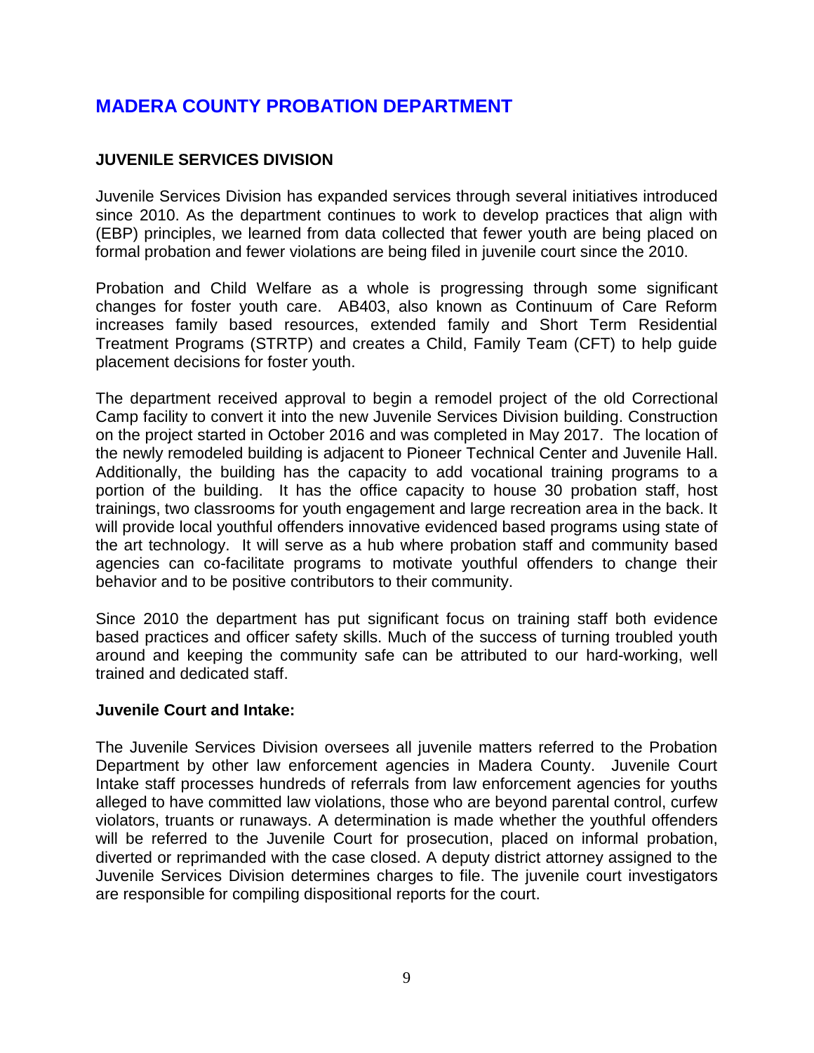# MADERA COUNTY PROBATION DEPARTMENT

## JUVENILE SERVICES DIVISION

Juvenile Services Division has expanded services through several initiatives introduced since 2010. As the department continues to work to develop practices that align with (EBP) principles, we learned from data collected that fewer youth are being placed on formal probation and fewer violations are being filed in juvenile court since the 2010.

Probation and Child Welfare as a whole is progressing through some significant changes for foster youth care. AB403, also known as Continuum of Care Reform increases family based resources, extended family and Short Term Residential Treatment Programs (STRTP) and creates a Child, Family Team (CFT) to help guide placement decisions for foster youth.

The department received approval to begin a remodel project of the old Correctional Camp facility to convert it into the new Juvenile Services Division building. Construction on the project started in October 2016 and was completed in May 2017. The location of the newly remodeled building is adjacent to Pioneer Technical Center and Juvenile Hall. Additionally, the building has the capacity to add vocational training programs to a portion of the building. It has the office capacity to house 30 probation staff, host trainings, two classrooms for youth engagement and large recreation area in the back. It will provide local youthful offenders innovative evidenced based programs using state of the art technology. It will serve as a hub where probation staff and community based agencies can co-facilitate programs to motivate youthful offenders to change their behavior and to be positive contributors to their community.

Since 2010 the department has put significant focus on training staff both evidence based practices and officer safety skills. Much of the success of turning troubled youth around and keeping the community safe can be attributed to our hard-working, well trained and dedicated staff.

### Juvenile Court and Intake:

The Juvenile Services Division oversees all juvenile matters referred to the Probation Department by other law enforcement agencies in Madera County. Juvenile Court Intake staff processes hundreds of referrals from law enforcement agencies for youths alleged to have committed law violations, those who are beyond parental control, curfew violators, truants or runaways. A determination is made whether the youthful offenders will be referred to the Juvenile Court for prosecution, placed on informal probation, diverted or reprimanded with the case closed. A deputy district attorney assigned to the Juvenile Services Division determines charges to file. The juvenile court investigators are responsible for compiling dispositional reports for the court.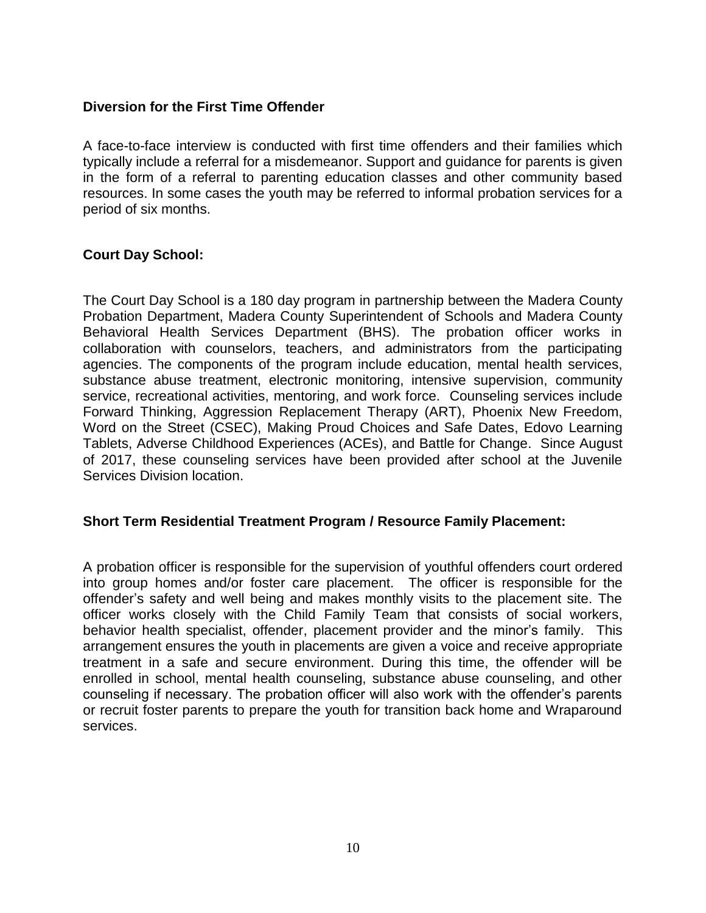**Diversion for the First Time Offender**

A face-to-face interview is conducted with first time offenders and their families which typically include a referral for a misdemeanor. Support and guidance for parents is given in the form of a referral to parenting education classes and other community based resources. In some cases the youth may be referred to informal probation services for a period of six months.

**Court Day School:**

The Court Day School is a 180 day program in partnership between the Madera County Probation Department, Madera County Superintendent of Schools and Madera County Behavioral Health Services Department (BHS). The probation officer works in collaboration with counselors, teachers, and administrators from the participating agencies. The components of the program include education, mental health services, substance abuse treatment, electronic monitoring, intensive supervision, community service, recreational activities, mentoring, and work force. Counseling services include Forward Thinking, Aggression Replacement Therapy (ART), Phoenix New Freedom, Word on the Street (CSEC), Making Proud Choices and Safe Dates, Edovo Learning Tablets, Adverse Childhood Experiences (ACEs), and Battle for Change. Since August of 2017, these counseling services have been provided after school at the Juvenile Services Division location.

**Short Term Residential Treatment Program / Resource Family Placement:**

A probation officer is responsible for the supervision of youthful offenders court ordered into group homes and/or foster care placement. The officer is responsible for the offender's safety and well being and makes monthly visits to the placement site. The officer works closely with the Child Family Team that consists of social workers, behavior health specialist, offender, placement provider and the minor's family. This arrangement ensures the youth in placements are given a voice and receive appropriate treatment in a safe and secure environment. During this time, the offender will be enrolled in school, mental health counseling, substance abuse counseling, and other counseling if necessary. The probation officer will also work with the offender's parents or recruit foster parents to prepare the youth for transition back home and Wraparound services.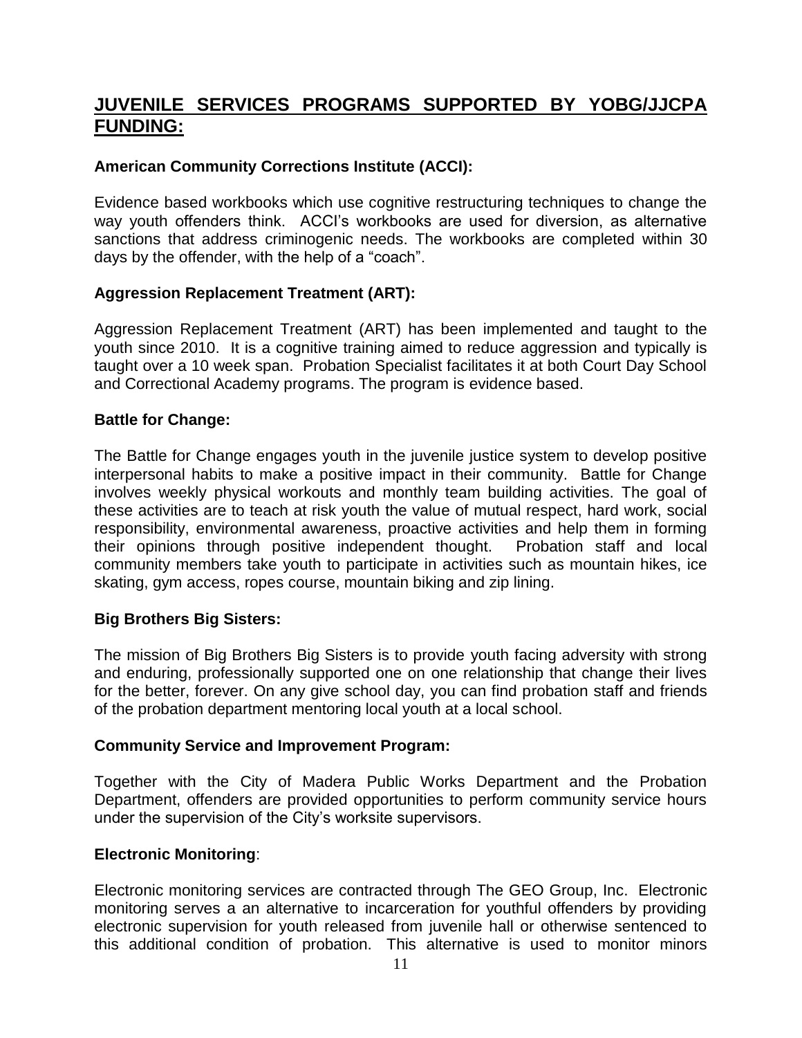## JUVENILE SERVICES PROGRAMS SUPPORTED BY YOBG/JJCPA FUNDING:

### American Community Corrections Institute (ACCI):

Evidence based workbooks which use cognitive restructuring techniques to change the way youth offenders think. ACCI's workbooks are used for diversion, as alternative sanctions that address criminogenic needs. The workbooks are completed within 30 days by the offender, with the help of a "coach".

### Aggression Replacement Treatment (ART):

Aggression Replacement Treatment (ART) has been implemented and taught to the youth since 2010. It is a cognitive training aimed to reduce aggression and typically is taught over a 10 week span. Probation Specialist facilitates it at both Court Day School and Correctional Academy programs. The program is evidence based.

### Battle for Change:

The Battle for Change engages youth in the juvenile justice system to develop positive interpersonal habits to make a positive impact in their community. Battle for Change involves weekly physical workouts and monthly team building activities. The goal of these activities are to teach at risk youth the value of mutual respect, hard work, social responsibility, environmental awareness, proactive activities and help them in forming their opinions through positive independent thought. Probation staff and local community members take youth to participate in activities such as mountain hikes, ice skating, gym access, ropes course, mountain biking and zip lining.

### Big Brothers Big Sisters:

The mission of Big Brothers Big Sisters is to provide youth facing adversity with strong and enduring, professionally supported one on one relationship that change their lives for the better, forever. On any give school day, you can find probation staff and friends of the probation department mentoring local youth at a local school.

### Community Service and Improvement Program:

Together with the City of Madera Public Works Department and the Probation Department, offenders are provided opportunities to perform community service hours under the supervision of the City's worksite supervisors.

### Electronic Monitoring:

Electronic monitoring services are contracted through The GEO Group, Inc. Electronic monitoring serves a an alternative to incarceration for youthful offenders by providing electronic supervision for youth released from juvenile hall or otherwise sentenced to this additional condition of probation. This alternative is used to monitor minors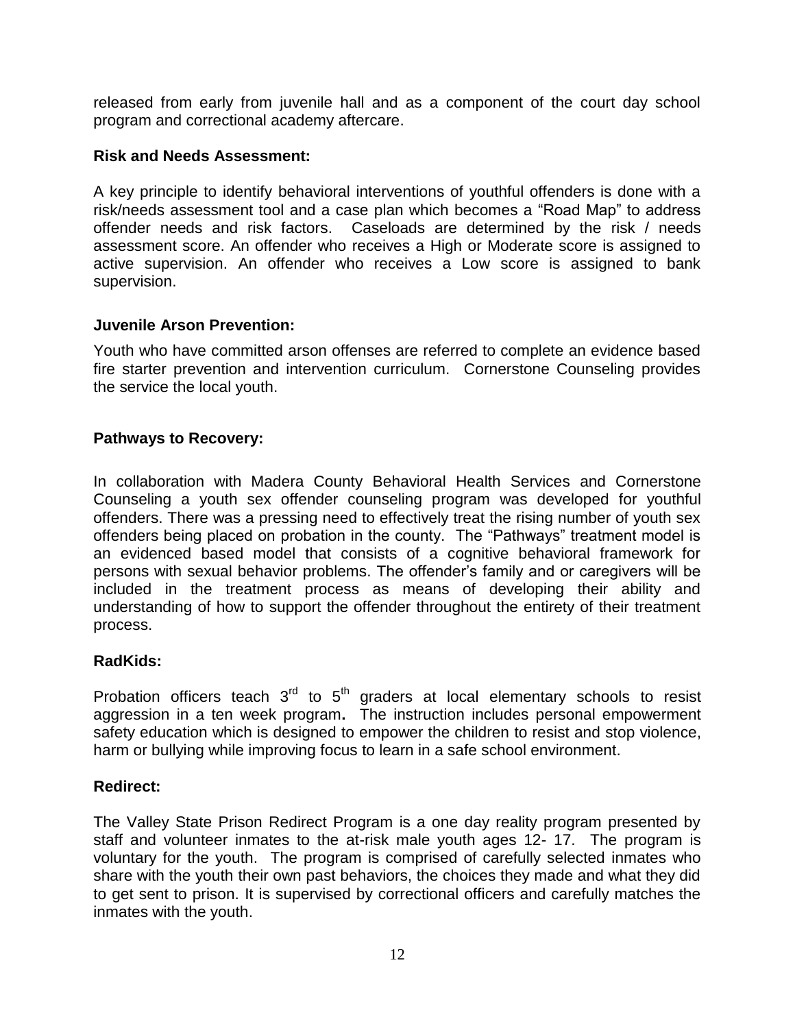released from early from juvenile hall and as a component of the court day school program and correctional academy aftercare.

**Risk and Needs Assessment:**

A key principle to identify behavioral interventions of youthful offenders is done with a risk/needs assessment tool and a case plan which becomes a "Road Map" to address offender needs and risk factors. Caseloads are determined by the risk / needs assessment score. An offender who receives a High or Moderate score is assigned to active supervision. An offender who receives a Low score is assigned to bank supervision.

**Juvenile Arson Prevention:**

Youth who have committed arson offenses are referred to complete an evidence based fire starter prevention and intervention curriculum. Cornerstone Counseling provides the service the local youth.

**Pathways to Recovery:**

In collaboration with Madera County Behavioral Health Services and Cornerstone Counseling a youth sex offender counseling program was developed for youthful offenders. There was a pressing need to effectively treat the rising number of youth sex offenders being placed on probation in the county. The "Pathways" treatment model is an evidenced based model that consists of a cognitive behavioral framework for persons with sexual behavior problems. The offender's family and or caregivers will be included in the treatment process as means of developing their ability and understanding of how to support the offender throughout the entirety of their treatment process.

**RadKids:**

Probation officers teach 3rd to 5th graders at local elementary schools to resist aggression in a ten week program**.** The instruction includes personal empowerment safety education which is designed to empower the children to resist and stop violence, harm or bullying while improving focus to learn in a safe school environment.

**Redirect:**

The Valley State Prison Redirect Program is a one day reality program presented by staff and volunteer inmates to the at-risk male youth ages 12- 17. The program is voluntary for the youth. The program is comprised of carefully selected inmates who share with the youth their own past behaviors, the choices they made and what they did to get sent to prison. It is supervised by correctional officers and carefully matches the inmates with the youth.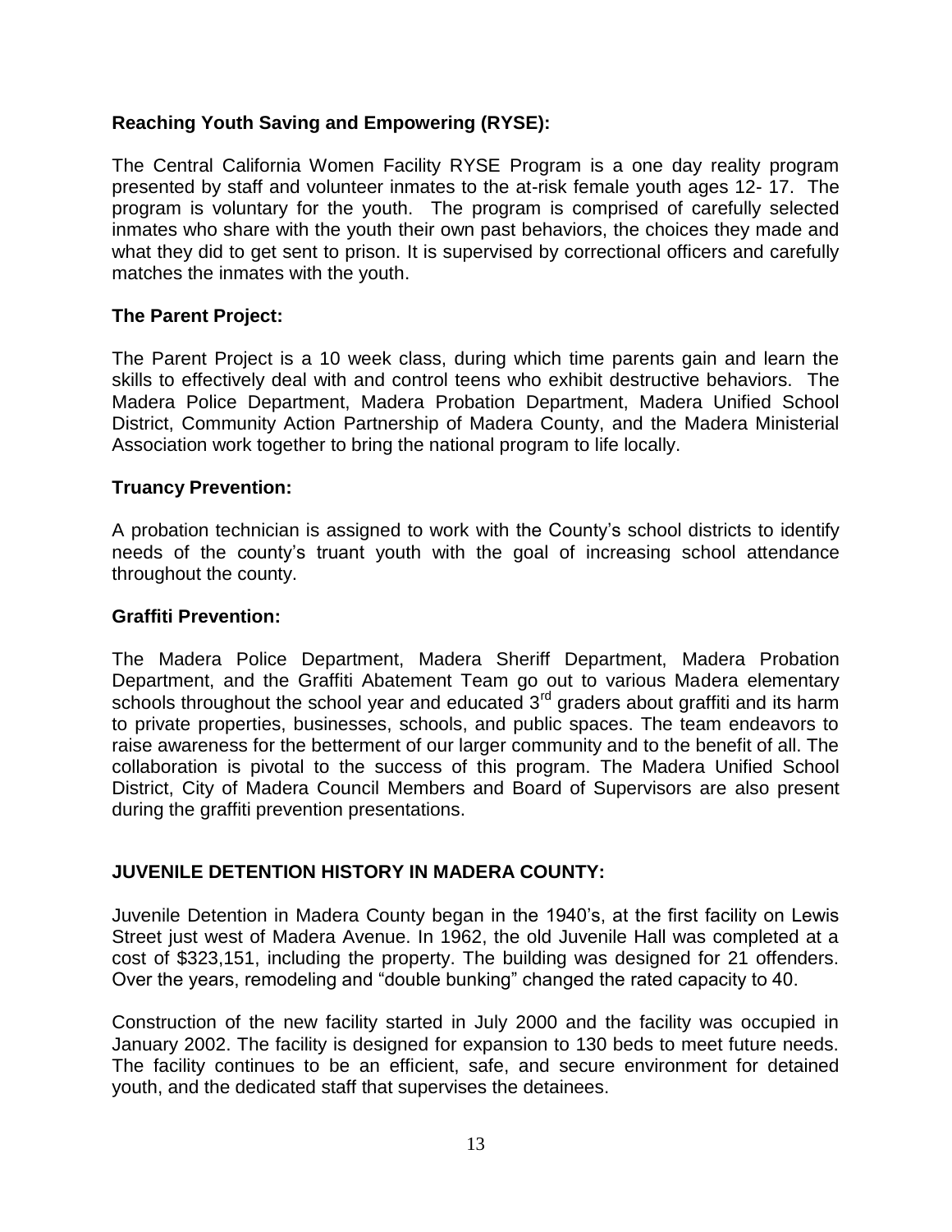**Reaching Youth Saving and Empowering (RYSE):**

The Central California Women Facility RYSE Program is a one day reality program presented by staff and volunteer inmates to the at-risk female youth ages 12- 17. The program is voluntary for the youth. The program is comprised of carefully selected inmates who share with the youth their own past behaviors, the choices they made and what they did to get sent to prison. It is supervised by correctional officers and carefully matches the inmates with the youth.

**The Parent Project:**

The Parent Project is a 10 week class, during which time parents gain and learn the skills to effectively deal with and control teens who exhibit destructive behaviors. The Madera Police Department, Madera Probation Department, Madera Unified School District, Community Action Partnership of Madera County, and the Madera Ministerial Association work together to bring the national program to life locally.

**Truancy Prevention:**

A probation technician is assigned to work with the County's school districts to identify needs of the county's truant youth with the goal of increasing school attendance throughout the county.

**Graffiti Prevention:**

The Madera Police Department, Madera Sheriff Department, Madera Probation Department, and the Graffiti Abatement Team go out to various Madera elementary schools throughout the school year and educated 3rd graders about graffiti and its harm to private properties, businesses, schools, and public spaces. The team endeavors to raise awareness for the betterment of our larger community and to the benefit of all. The collaboration is pivotal to the success of this program. The Madera Unified School District, City of Madera Council Members and Board of Supervisors are also present during the graffiti prevention presentations.

**JUVENILE DETENTION HISTORY IN MADERA COUNTY:**

Juvenile Detention in Madera County began in the 1940's, at the first facility on Lewis Street just west of Madera Avenue. In 1962, the old Juvenile Hall was completed at a cost of $323,151, including the property. The building was designed for 21 offenders. Over the years, remodeling and "double bunking" changed the rated capacity to 40.

Construction of the new facility started in July 2000 and the facility was occupied in January 2002. The facility is designed for expansion to 130 beds to meet future needs. The facility continues to be an efficient, safe, and secure environment for detained youth, and the dedicated staff that supervises the detainees.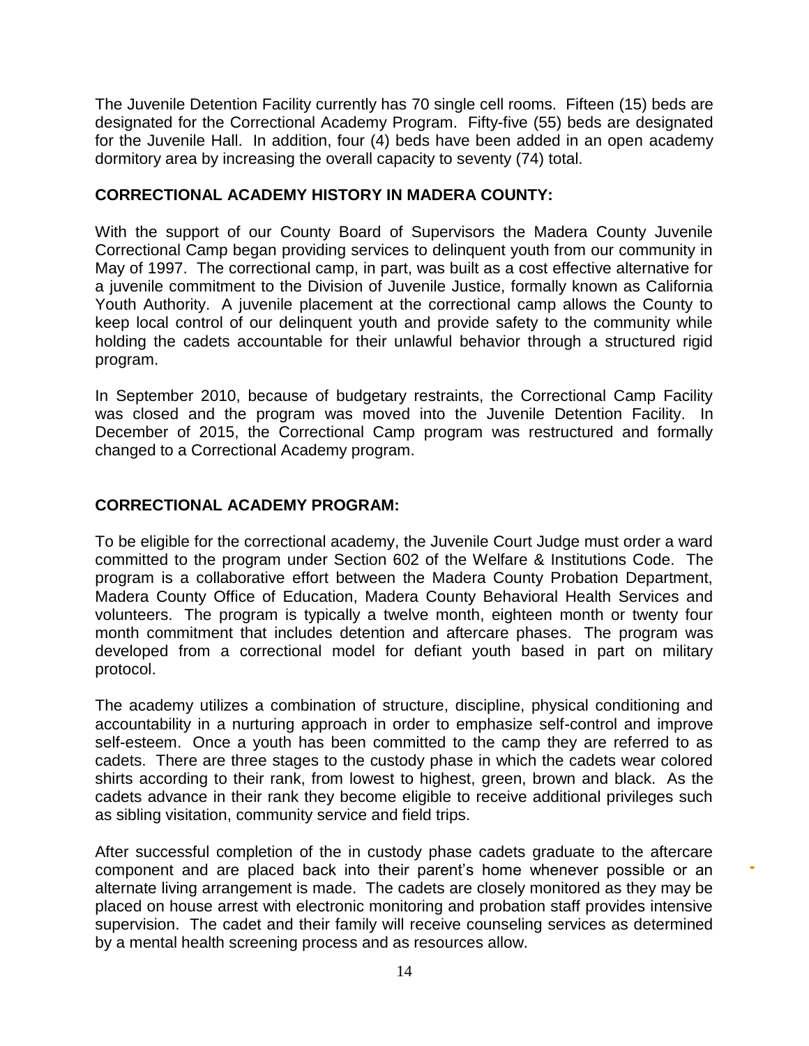The Juvenile Detention Facility currently has 70 single cell rooms. Fifteen (15) beds are designated for the Correctional Academy Program. Fifty-five (55) beds are designated for the Juvenile Hall. In addition, four (4) beds have been added in an open academy dormitory area by increasing the overall capacity to seventy (74) total.

**CORRECTIONAL ACADEMY HISTORY IN MADERA COUNTY:**

With the support of our County Board of Supervisors the Madera County Juvenile Correctional Camp began providing services to delinquent youth from our community in May of 1997. The correctional camp, in part, was built as a cost effective alternative for a juvenile commitment to the Division of Juvenile Justice, formally known as California Youth Authority. A juvenile placement at the correctional camp allows the County to keep local control of our delinquent youth and provide safety to the community while holding the cadets accountable for their unlawful behavior through a structured rigid program.

In September 2010, because of budgetary restraints, the Correctional Camp Facility was closed and the program was moved into the Juvenile Detention Facility. In December of 2015, the Correctional Camp program was restructured and formally changed to a Correctional Academy program.

**CORRECTIONAL ACADEMY PROGRAM:**

To be eligible for the correctional academy, the Juvenile Court Judge must order a ward committed to the program under Section 602 of the Welfare & Institutions Code. The program is a collaborative effort between the Madera County Probation Department, Madera County Office of Education, Madera County Behavioral Health Services and volunteers. The program is typically a twelve month, eighteen month or twenty four month commitment that includes detention and aftercare phases. The program was developed from a correctional model for defiant youth based in part on military protocol.

The academy utilizes a combination of structure, discipline, physical conditioning and accountability in a nurturing approach in order to emphasize self-control and improve self-esteem. Once a youth has been committed to the camp they are referred to as cadets. There are three stages to the custody phase in which the cadets wear colored shirts according to their rank, from lowest to highest, green, brown and black. As the cadets advance in their rank they become eligible to receive additional privileges such as sibling visitation, community service and field trips.

After successful completion of the in custody phase cadets graduate to the aftercare component and are placed back into their parent's home whenever possible or an alternate living arrangement is made. The cadets are closely monitored as they may be placed on house arrest with electronic monitoring and probation staff provides intensive supervision. The cadet and their family will receive counseling services as determined by a mental health screening process and as resources allow.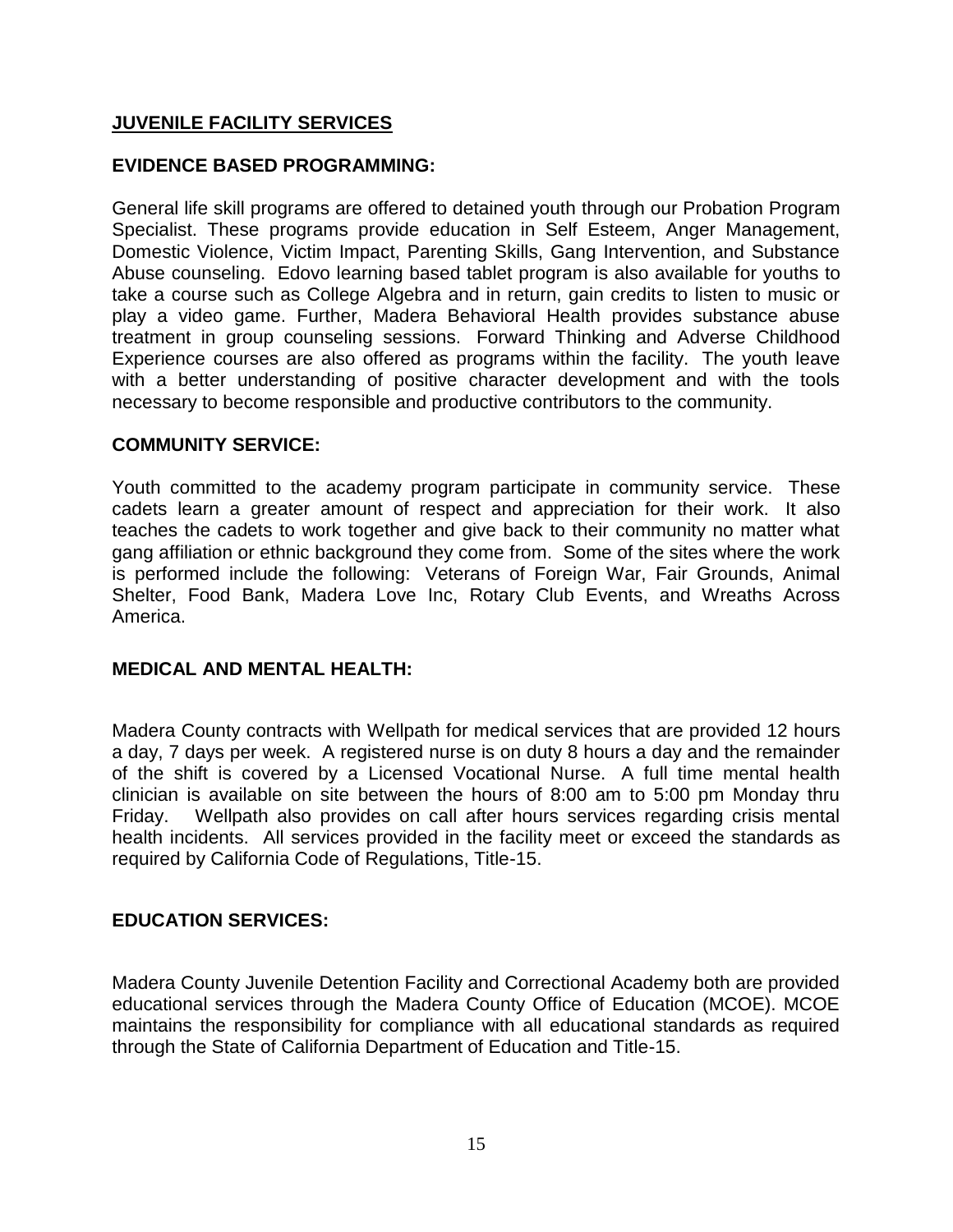## JUVENILE FACILITY SERVICES

### EVIDENCE BASED PROGRAMMING:

General life skill programs are offered to detained youth through our Probation Program Specialist. These programs provide education in Self Esteem, Anger Management, Domestic Violence, Victim Impact, Parenting Skills, Gang Intervention, and Substance Abuse counseling. Edovo learning based tablet program is also available for youths to take a course such as College Algebra and in return, gain credits to listen to music or play a video game. Further, Madera Behavioral Health provides substance abuse treatment in group counseling sessions. Forward Thinking and Adverse Childhood Experience courses are also offered as programs within the facility. The youth leave with a better understanding of positive character development and with the tools necessary to become responsible and productive contributors to the community.

### COMMUNITY SERVICE:

Youth committed to the academy program participate in community service. These cadets learn a greater amount of respect and appreciation for their work. It also teaches the cadets to work together and give back to their community no matter what gang affiliation or ethnic background they come from. Some of the sites where the work is performed include the following: Veterans of Foreign War, Fair Grounds, Animal Shelter, Food Bank, Madera Love Inc, Rotary Club Events, and Wreaths Across America.

### MEDICAL AND MENTAL HEALTH:

Madera County contracts with Wellpath for medical services that are provided 12 hours a day, 7 days per week. A registered nurse is on duty 8 hours a day and the remainder of the shift is covered by a Licensed Vocational Nurse. A full time mental health clinician is available on site between the hours of 8:00 am to 5:00 pm Monday thru Friday. Wellpath also provides on call after hours services regarding crisis mental health incidents. All services provided in the facility meet or exceed the standards as required by California Code of Regulations, Title-15.

### EDUCATION SERVICES:

Madera County Juvenile Detention Facility and Correctional Academy both are provided educational services through the Madera County Office of Education (MCOE). MCOE maintains the responsibility for compliance with all educational standards as required through the State of California Department of Education and Title-15.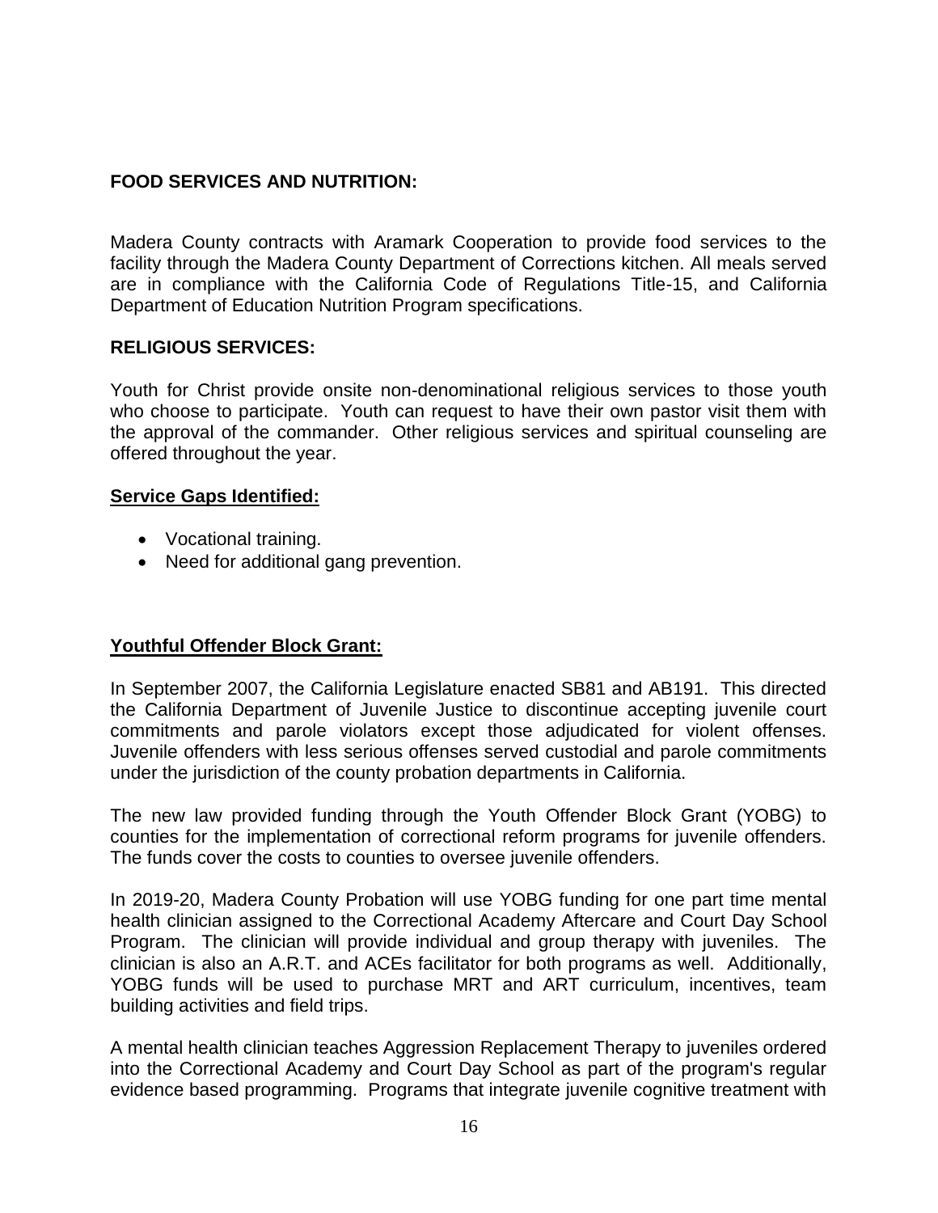**FOOD SERVICES AND NUTRITION:**

Madera County contracts with Aramark Cooperation to provide food services to the facility through the Madera County Department of Corrections kitchen. All meals served are in compliance with the California Code of Regulations Title-15, and California Department of Education Nutrition Program specifications.

**RELIGIOUS SERVICES:**

Youth for Christ provide onsite non-denominational religious services to those youth who choose to participate. Youth can request to have their own pastor visit them with the approval of the commander. Other religious services and spiritual counseling are offered throughout the year.

**Service Gaps Identified:**

- Vocational training.
- Need for additional gang prevention.

**Youthful Offender Block Grant:**

In September 2007, the California Legislature enacted SB81 and AB191. This directed the California Department of Juvenile Justice to discontinue accepting juvenile court commitments and parole violators except those adjudicated for violent offenses. Juvenile offenders with less serious offenses served custodial and parole commitments under the jurisdiction of the county probation departments in California.

The new law provided funding through the Youth Offender Block Grant (YOBG) to counties for the implementation of correctional reform programs for juvenile offenders. The funds cover the costs to counties to oversee juvenile offenders.

In 2019-20, Madera County Probation will use YOBG funding for one part time mental health clinician assigned to the Correctional Academy Aftercare and Court Day School Program. The clinician will provide individual and group therapy with juveniles. The clinician is also an A.R.T. and ACEs facilitator for both programs as well. Additionally, YOBG funds will be used to purchase MRT and ART curriculum, incentives, team building activities and field trips.

A mental health clinician teaches Aggression Replacement Therapy to juveniles ordered into the Correctional Academy and Court Day School as part of the program's regular evidence based programming. Programs that integrate juvenile cognitive treatment with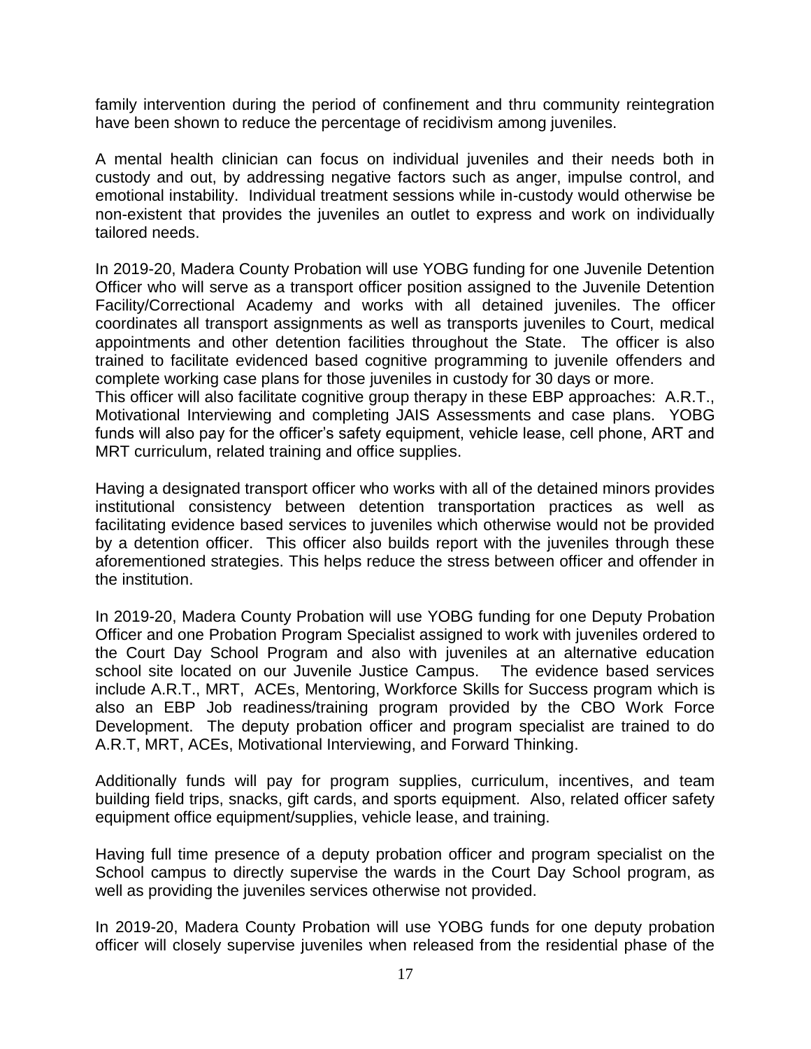family intervention during the period of confinement and thru community reintegration have been shown to reduce the percentage of recidivism among juveniles.

A mental health clinician can focus on individual juveniles and their needs both in custody and out, by addressing negative factors such as anger, impulse control, and emotional instability. Individual treatment sessions while in-custody would otherwise be non-existent that provides the juveniles an outlet to express and work on individually tailored needs.

In 2019-20, Madera County Probation will use YOBG funding for one Juvenile Detention Officer who will serve as a transport officer position assigned to the Juvenile Detention Facility/Correctional Academy and works with all detained juveniles. The officer coordinates all transport assignments as well as transports juveniles to Court, medical appointments and other detention facilities throughout the State. The officer is also trained to facilitate evidenced based cognitive programming to juvenile offenders and complete working case plans for those juveniles in custody for 30 days or more.
This officer will also facilitate cognitive group therapy in these EBP approaches: A.R.T., Motivational Interviewing and completing JAIS Assessments and case plans. YOBG funds will also pay for the officer's safety equipment, vehicle lease, cell phone, ART and MRT curriculum, related training and office supplies.

Having a designated transport officer who works with all of the detained minors provides institutional consistency between detention transportation practices as well as facilitating evidence based services to juveniles which otherwise would not be provided by a detention officer. This officer also builds report with the juveniles through these aforementioned strategies. This helps reduce the stress between officer and offender in the institution.

In 2019-20, Madera County Probation will use YOBG funding for one Deputy Probation Officer and one Probation Program Specialist assigned to work with juveniles ordered to the Court Day School Program and also with juveniles at an alternative education school site located on our Juvenile Justice Campus. The evidence based services include A.R.T., MRT, ACEs, Mentoring, Workforce Skills for Success program which is also an EBP Job readiness/training program provided by the CBO Work Force Development. The deputy probation officer and program specialist are trained to do A.R.T, MRT, ACEs, Motivational Interviewing, and Forward Thinking.

Additionally funds will pay for program supplies, curriculum, incentives, and team building field trips, snacks, gift cards, and sports equipment. Also, related officer safety equipment office equipment/supplies, vehicle lease, and training.

Having full time presence of a deputy probation officer and program specialist on the School campus to directly supervise the wards in the Court Day School program, as well as providing the juveniles services otherwise not provided.

In 2019-20, Madera County Probation will use YOBG funds for one deputy probation officer will closely supervise juveniles when released from the residential phase of the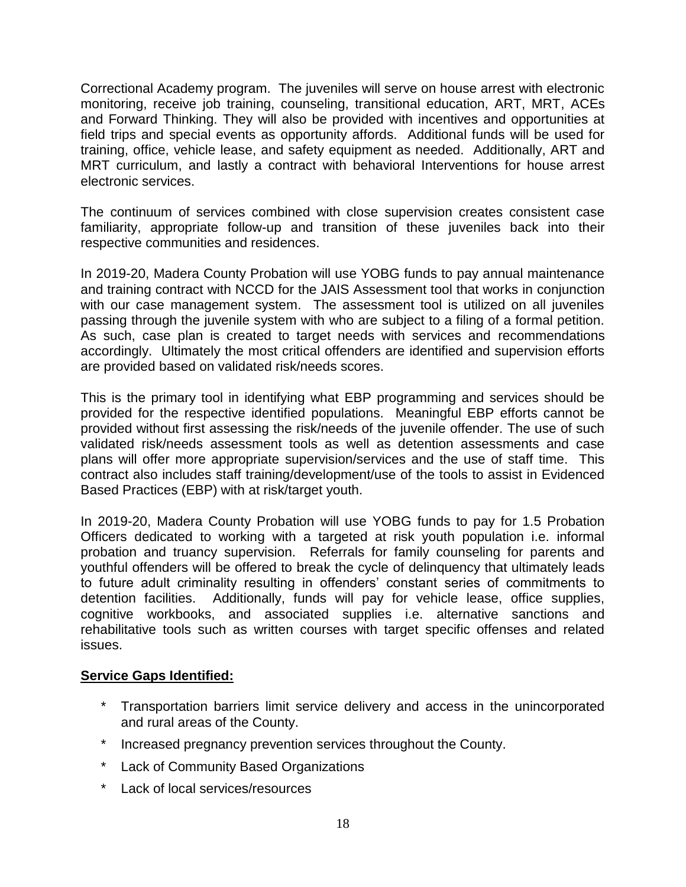Correctional Academy program. The juveniles will serve on house arrest with electronic monitoring, receive job training, counseling, transitional education, ART, MRT, ACEs and Forward Thinking. They will also be provided with incentives and opportunities at field trips and special events as opportunity affords. Additional funds will be used for training, office, vehicle lease, and safety equipment as needed. Additionally, ART and MRT curriculum, and lastly a contract with behavioral Interventions for house arrest electronic services.

The continuum of services combined with close supervision creates consistent case familiarity, appropriate follow-up and transition of these juveniles back into their respective communities and residences.

In 2019-20, Madera County Probation will use YOBG funds to pay annual maintenance and training contract with NCCD for the JAIS Assessment tool that works in conjunction with our case management system. The assessment tool is utilized on all juveniles passing through the juvenile system with who are subject to a filing of a formal petition. As such, case plan is created to target needs with services and recommendations accordingly. Ultimately the most critical offenders are identified and supervision efforts are provided based on validated risk/needs scores.

This is the primary tool in identifying what EBP programming and services should be provided for the respective identified populations. Meaningful EBP efforts cannot be provided without first assessing the risk/needs of the juvenile offender. The use of such validated risk/needs assessment tools as well as detention assessments and case plans will offer more appropriate supervision/services and the use of staff time. This contract also includes staff training/development/use of the tools to assist in Evidenced Based Practices (EBP) with at risk/target youth.

In 2019-20, Madera County Probation will use YOBG funds to pay for 1.5 Probation Officers dedicated to working with a targeted at risk youth population i.e. informal probation and truancy supervision. Referrals for family counseling for parents and youthful offenders will be offered to break the cycle of delinquency that ultimately leads to future adult criminality resulting in offenders' constant series of commitments to detention facilities. Additionally, funds will pay for vehicle lease, office supplies, cognitive workbooks, and associated supplies i.e. alternative sanctions and rehabilitative tools such as written courses with target specific offenses and related issues.

**Service Gaps Identified:**

- Transportation barriers limit service delivery and access in the unincorporated and rural areas of the County.
- Increased pregnancy prevention services throughout the County.
- Lack of Community Based Organizations
- Lack of local services/resources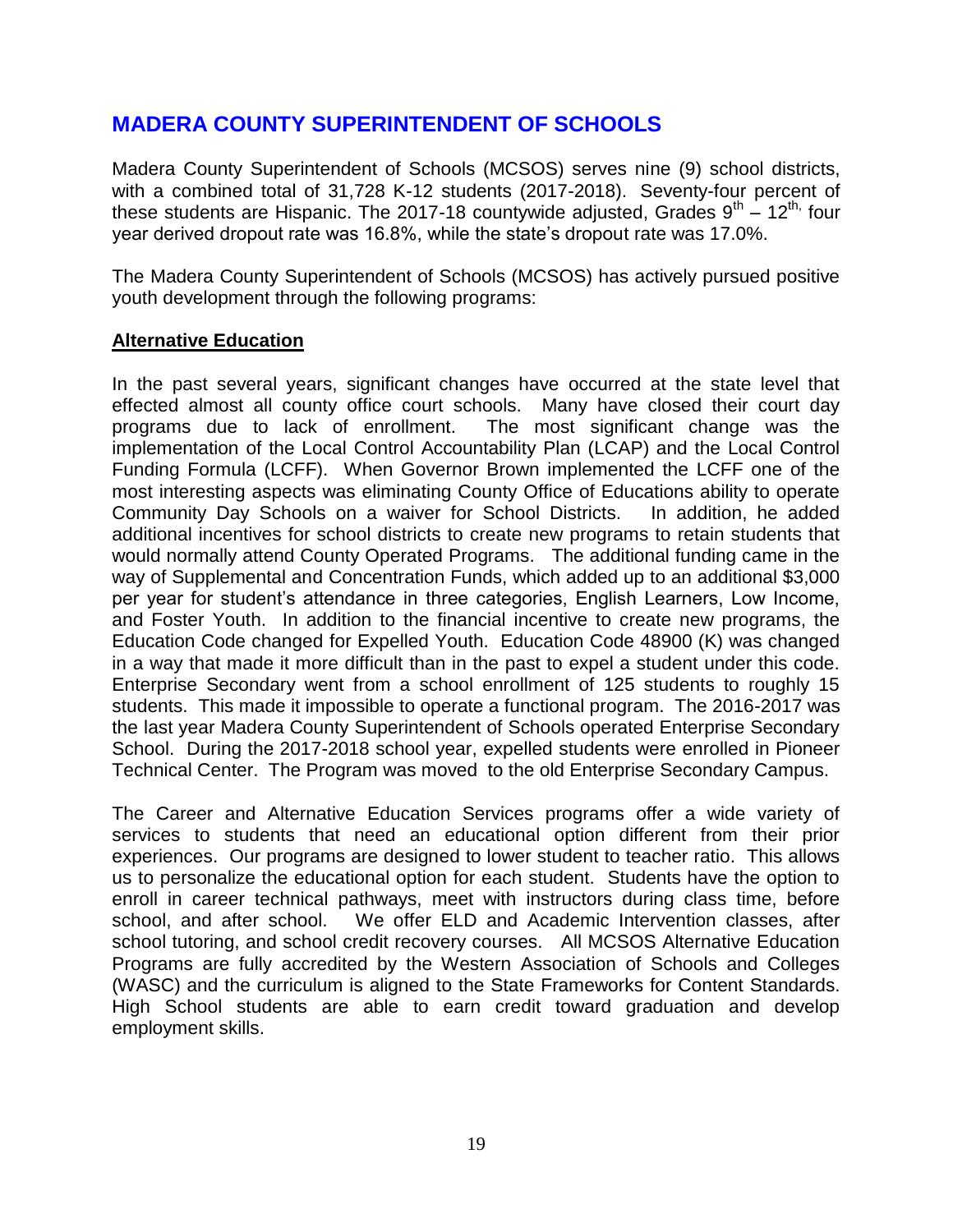# MADERA COUNTY SUPERINTENDENT OF SCHOOLS

Madera County Superintendent of Schools (MCSOS) serves nine (9) school districts, with a combined total of 31,728 K-12 students (2017-2018). Seventy-four percent of these students are Hispanic. The 2017-18 countywide adjusted, Grades $9^{th}$ – $12^{th,}$ four year derived dropout rate was 16.8%, while the state's dropout rate was 17.0%.

The Madera County Superintendent of Schools (MCSOS) has actively pursued positive youth development through the following programs:

## Alternative Education

In the past several years, significant changes have occurred at the state level that effected almost all county office court schools. Many have closed their court day programs due to lack of enrollment. The most significant change was the implementation of the Local Control Accountability Plan (LCAP) and the Local Control Funding Formula (LCFF). When Governor Brown implemented the LCFF one of the most interesting aspects was eliminating County Office of Educations ability to operate Community Day Schools on a waiver for School Districts. In addition, he added additional incentives for school districts to create new programs to retain students that would normally attend County Operated Programs. The additional funding came in the way of Supplemental and Concentration Funds, which added up to an additional $3,000 per year for student's attendance in three categories, English Learners, Low Income, and Foster Youth. In addition to the financial incentive to create new programs, the Education Code changed for Expelled Youth. Education Code 48900 (K) was changed in a way that made it more difficult than in the past to expel a student under this code. Enterprise Secondary went from a school enrollment of 125 students to roughly 15 students. This made it impossible to operate a functional program. The 2016-2017 was the last year Madera County Superintendent of Schools operated Enterprise Secondary School. During the 2017-2018 school year, expelled students were enrolled in Pioneer Technical Center. The Program was moved to the old Enterprise Secondary Campus.

The Career and Alternative Education Services programs offer a wide variety of services to students that need an educational option different from their prior experiences. Our programs are designed to lower student to teacher ratio. This allows us to personalize the educational option for each student. Students have the option to enroll in career technical pathways, meet with instructors during class time, before school, and after school. We offer ELD and Academic Intervention classes, after school tutoring, and school credit recovery courses. All MCSOS Alternative Education Programs are fully accredited by the Western Association of Schools and Colleges (WASC) and the curriculum is aligned to the State Frameworks for Content Standards. High School students are able to earn credit toward graduation and develop employment skills.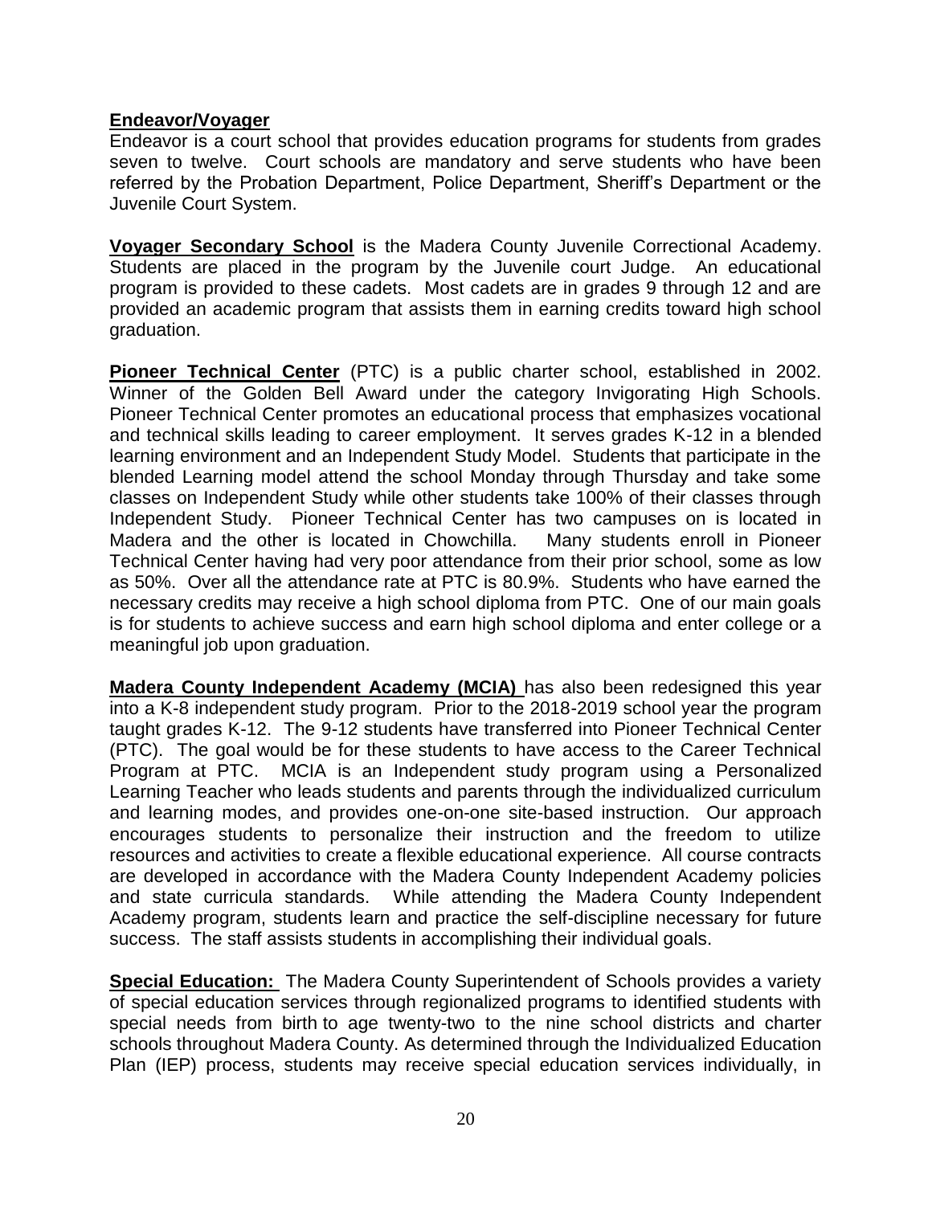**Endeavor/Voyager**

Endeavor is a court school that provides education programs for students from grades seven to twelve. Court schools are mandatory and serve students who have been referred by the Probation Department, Police Department, Sheriff's Department or the Juvenile Court System.

**Voyager Secondary School** is the Madera County Juvenile Correctional Academy. Students are placed in the program by the Juvenile court Judge. An educational program is provided to these cadets. Most cadets are in grades 9 through 12 and are provided an academic program that assists them in earning credits toward high school graduation.

**Pioneer Technical Center** (PTC) is a public charter school, established in 2002. Winner of the Golden Bell Award under the category Invigorating High Schools. Pioneer Technical Center promotes an educational process that emphasizes vocational and technical skills leading to career employment. It serves grades K-12 in a blended learning environment and an Independent Study Model. Students that participate in the blended Learning model attend the school Monday through Thursday and take some classes on Independent Study while other students take 100% of their classes through Independent Study. Pioneer Technical Center has two campuses on is located in Madera and the other is located in Chowchilla. Many students enroll in Pioneer Technical Center having had very poor attendance from their prior school, some as low as 50%. Over all the attendance rate at PTC is 80.9%. Students who have earned the necessary credits may receive a high school diploma from PTC. One of our main goals is for students to achieve success and earn high school diploma and enter college or a meaningful job upon graduation.

**Madera County Independent Academy (MCIA)** has also been redesigned this year into a K-8 independent study program. Prior to the 2018-2019 school year the program taught grades K-12. The 9-12 students have transferred into Pioneer Technical Center (PTC). The goal would be for these students to have access to the Career Technical Program at PTC. MCIA is an Independent study program using a Personalized Learning Teacher who leads students and parents through the individualized curriculum and learning modes, and provides one-on-one site-based instruction. Our approach encourages students to personalize their instruction and the freedom to utilize resources and activities to create a flexible educational experience. All course contracts are developed in accordance with the Madera County Independent Academy policies and state curricula standards. While attending the Madera County Independent Academy program, students learn and practice the self-discipline necessary for future success. The staff assists students in accomplishing their individual goals.

**Special Education:** The Madera County Superintendent of Schools provides a variety of special education services through regionalized programs to identified students with special needs from birth to age twenty-two to the nine school districts and charter schools throughout Madera County. As determined through the Individualized Education Plan (IEP) process, students may receive special education services individually, in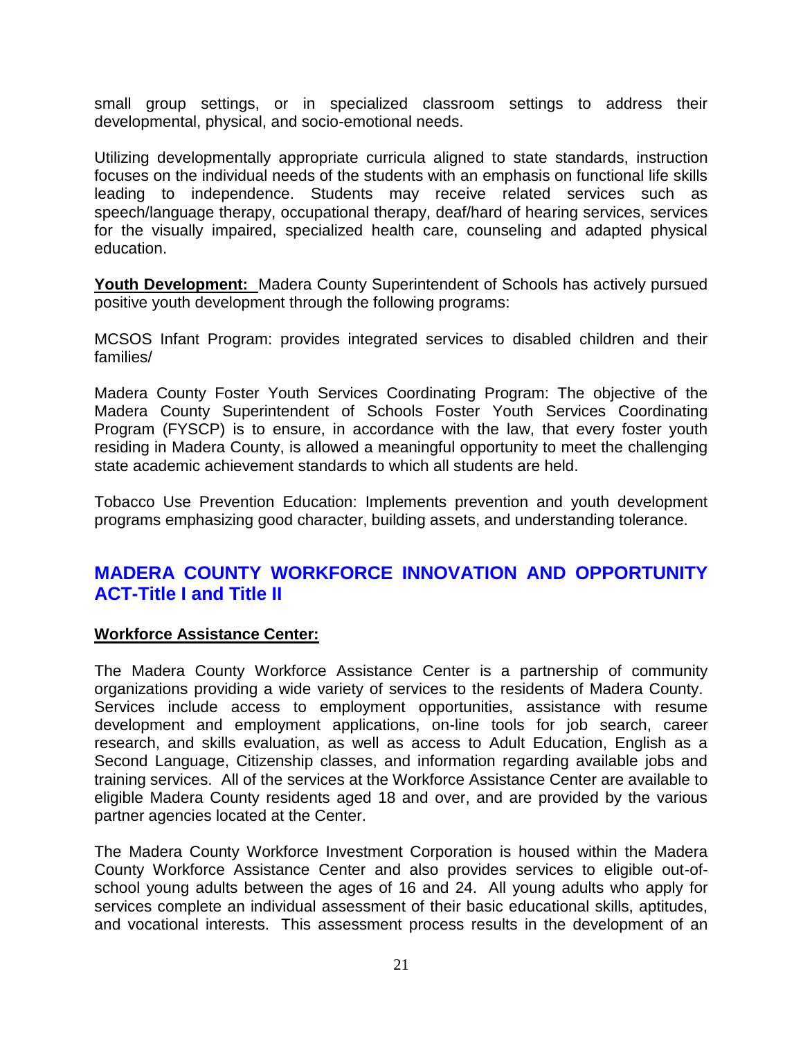small group settings, or in specialized classroom settings to address their developmental, physical, and socio-emotional needs.

Utilizing developmentally appropriate curricula aligned to state standards, instruction focuses on the individual needs of the students with an emphasis on functional life skills leading to independence. Students may receive related services such as speech/language therapy, occupational therapy, deaf/hard of hearing services, services for the visually impaired, specialized health care, counseling and adapted physical education.

**Youth Development:** Madera County Superintendent of Schools has actively pursued positive youth development through the following programs:

MCSOS Infant Program: provides integrated services to disabled children and their families/

Madera County Foster Youth Services Coordinating Program: The objective of the Madera County Superintendent of Schools Foster Youth Services Coordinating Program (FYSCP) is to ensure, in accordance with the law, that every foster youth residing in Madera County, is allowed a meaningful opportunity to meet the challenging state academic achievement standards to which all students are held.

Tobacco Use Prevention Education: Implements prevention and youth development programs emphasizing good character, building assets, and understanding tolerance.

## MADERA COUNTY WORKFORCE INNOVATION AND OPPORTUNITY ACT-Title I and Title II

**Workforce Assistance Center:**

The Madera County Workforce Assistance Center is a partnership of community organizations providing a wide variety of services to the residents of Madera County. Services include access to employment opportunities, assistance with resume development and employment applications, on-line tools for job search, career research, and skills evaluation, as well as access to Adult Education, English as a Second Language, Citizenship classes, and information regarding available jobs and training services. All of the services at the Workforce Assistance Center are available to eligible Madera County residents aged 18 and over, and are provided by the various partner agencies located at the Center.

The Madera County Workforce Investment Corporation is housed within the Madera County Workforce Assistance Center and also provides services to eligible out-of-school young adults between the ages of 16 and 24. All young adults who apply for services complete an individual assessment of their basic educational skills, aptitudes, and vocational interests. This assessment process results in the development of an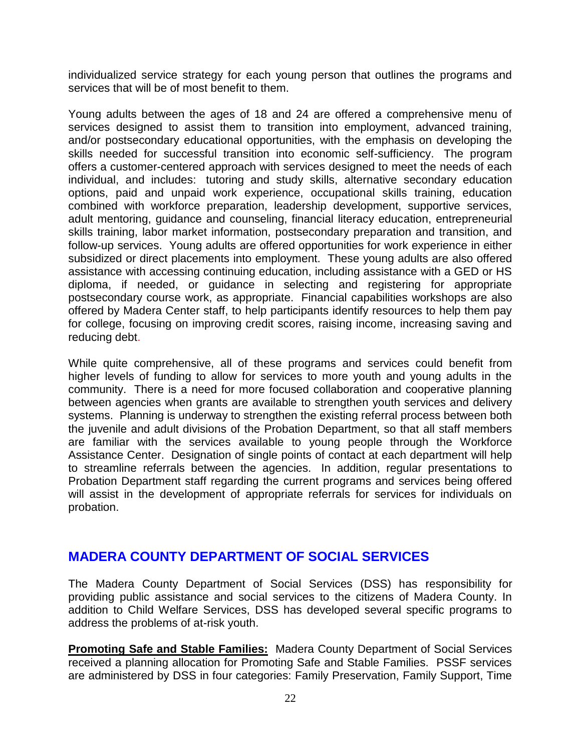individualized service strategy for each young person that outlines the programs and services that will be of most benefit to them.

Young adults between the ages of 18 and 24 are offered a comprehensive menu of services designed to assist them to transition into employment, advanced training, and/or postsecondary educational opportunities, with the emphasis on developing the skills needed for successful transition into economic self-sufficiency. The program offers a customer-centered approach with services designed to meet the needs of each individual, and includes: tutoring and study skills, alternative secondary education options, paid and unpaid work experience, occupational skills training, education combined with workforce preparation, leadership development, supportive services, adult mentoring, guidance and counseling, financial literacy education, entrepreneurial skills training, labor market information, postsecondary preparation and transition, and follow-up services. Young adults are offered opportunities for work experience in either subsidized or direct placements into employment. These young adults are also offered assistance with accessing continuing education, including assistance with a GED or HS diploma, if needed, or guidance in selecting and registering for appropriate postsecondary course work, as appropriate. Financial capabilities workshops are also offered by Madera Center staff, to help participants identify resources to help them pay for college, focusing on improving credit scores, raising income, increasing saving and reducing debt.

While quite comprehensive, all of these programs and services could benefit from higher levels of funding to allow for services to more youth and young adults in the community. There is a need for more focused collaboration and cooperative planning between agencies when grants are available to strengthen youth services and delivery systems. Planning is underway to strengthen the existing referral process between both the juvenile and adult divisions of the Probation Department, so that all staff members are familiar with the services available to young people through the Workforce Assistance Center. Designation of single points of contact at each department will help to streamline referrals between the agencies. In addition, regular presentations to Probation Department staff regarding the current programs and services being offered will assist in the development of appropriate referrals for services for individuals on probation.

## MADERA COUNTY DEPARTMENT OF SOCIAL SERVICES

The Madera County Department of Social Services (DSS) has responsibility for providing public assistance and social services to the citizens of Madera County. In addition to Child Welfare Services, DSS has developed several specific programs to address the problems of at-risk youth.

**Promoting Safe and Stable Families:** Madera County Department of Social Services received a planning allocation for Promoting Safe and Stable Families. PSSF services are administered by DSS in four categories: Family Preservation, Family Support, Time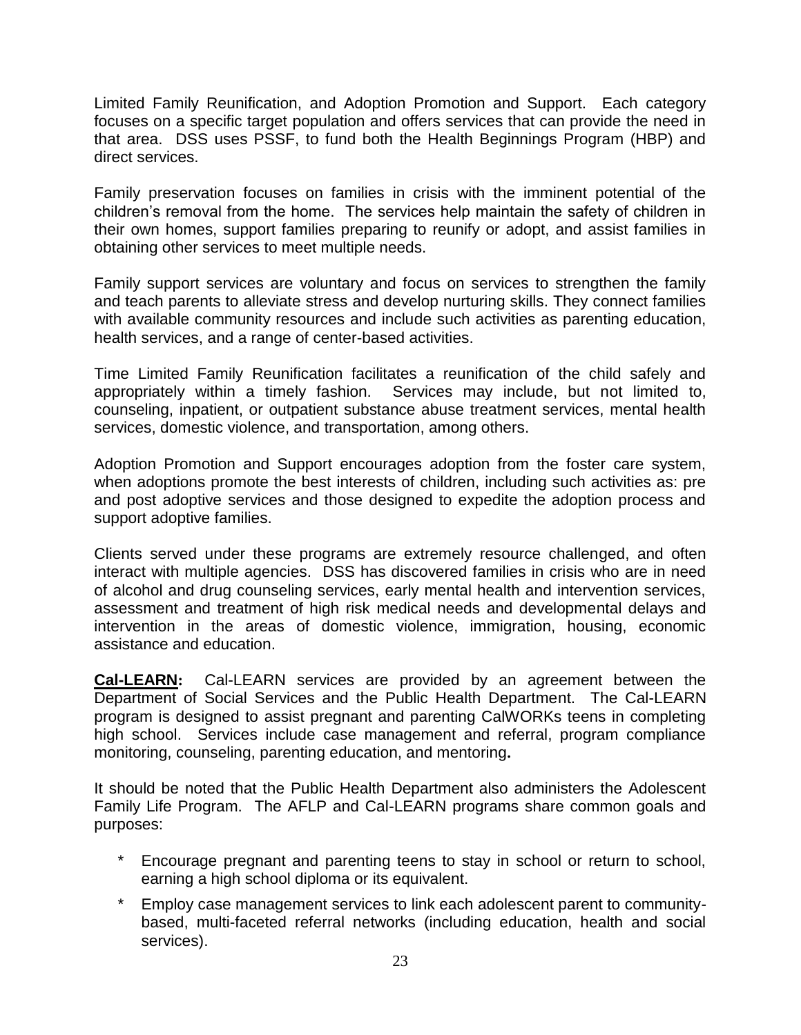Limited Family Reunification, and Adoption Promotion and Support. Each category focuses on a specific target population and offers services that can provide the need in that area. DSS uses PSSF, to fund both the Health Beginnings Program (HBP) and direct services.

Family preservation focuses on families in crisis with the imminent potential of the children's removal from the home. The services help maintain the safety of children in their own homes, support families preparing to reunify or adopt, and assist families in obtaining other services to meet multiple needs.

Family support services are voluntary and focus on services to strengthen the family and teach parents to alleviate stress and develop nurturing skills. They connect families with available community resources and include such activities as parenting education, health services, and a range of center-based activities.

Time Limited Family Reunification facilitates a reunification of the child safely and appropriately within a timely fashion. Services may include, but not limited to, counseling, inpatient, or outpatient substance abuse treatment services, mental health services, domestic violence, and transportation, among others.

Adoption Promotion and Support encourages adoption from the foster care system, when adoptions promote the best interests of children, including such activities as: pre and post adoptive services and those designed to expedite the adoption process and support adoptive families.

Clients served under these programs are extremely resource challenged, and often interact with multiple agencies. DSS has discovered families in crisis who are in need of alcohol and drug counseling services, early mental health and intervention services, assessment and treatment of high risk medical needs and developmental delays and intervention in the areas of domestic violence, immigration, housing, economic assistance and education.

**Cal-LEARN:** Cal-LEARN services are provided by an agreement between the Department of Social Services and the Public Health Department. The Cal-LEARN program is designed to assist pregnant and parenting CalWORKs teens in completing high school. Services include case management and referral, program compliance monitoring, counseling, parenting education, and mentoring**.**

It should be noted that the Public Health Department also administers the Adolescent Family Life Program. The AFLP and Cal-LEARN programs share common goals and purposes:

- Encourage pregnant and parenting teens to stay in school or return to school, earning a high school diploma or its equivalent.
- Employ case management services to link each adolescent parent to community-based, multi-faceted referral networks (including education, health and social services).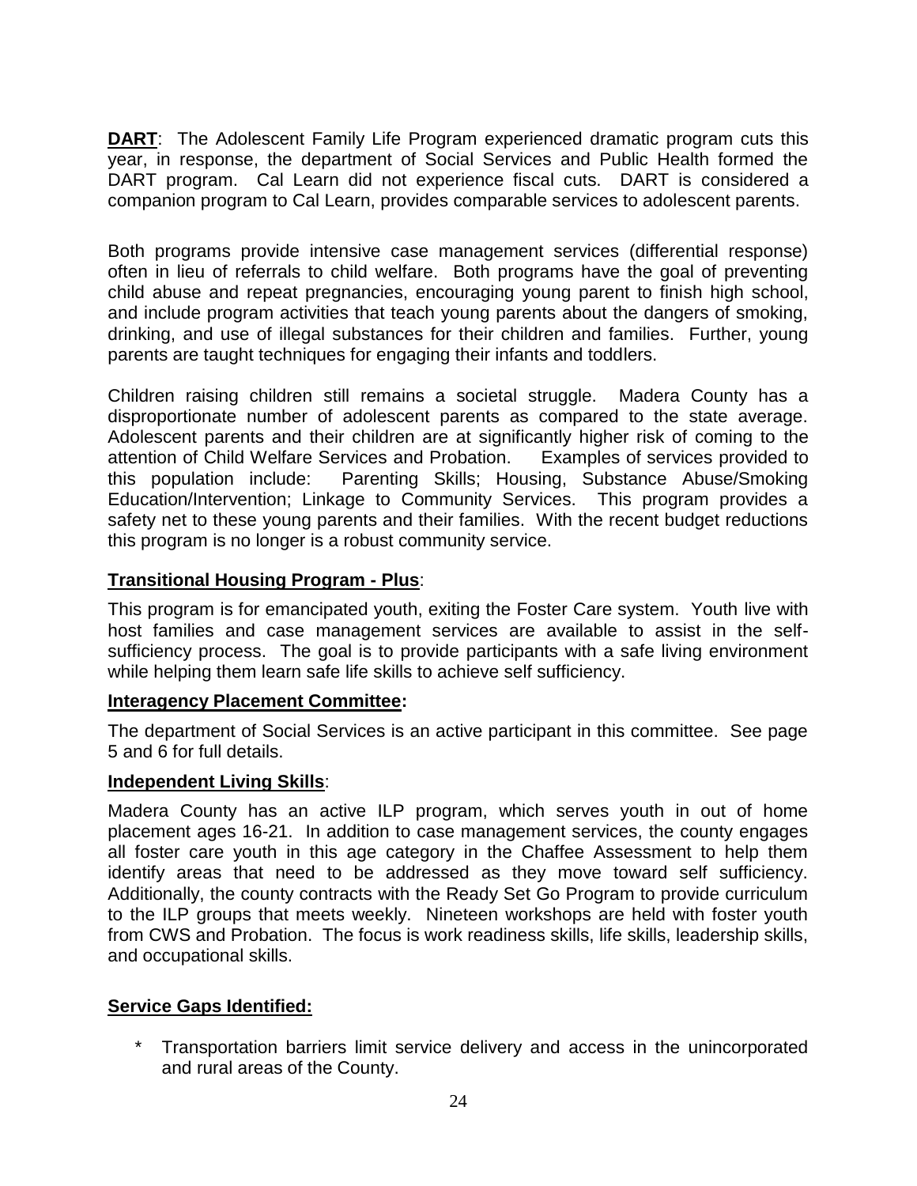**DART**: The Adolescent Family Life Program experienced dramatic program cuts this year, in response, the department of Social Services and Public Health formed the DART program. Cal Learn did not experience fiscal cuts. DART is considered a companion program to Cal Learn, provides comparable services to adolescent parents.

Both programs provide intensive case management services (differential response) often in lieu of referrals to child welfare. Both programs have the goal of preventing child abuse and repeat pregnancies, encouraging young parent to finish high school, and include program activities that teach young parents about the dangers of smoking, drinking, and use of illegal substances for their children and families. Further, young parents are taught techniques for engaging their infants and toddlers.

Children raising children still remains a societal struggle. Madera County has a disproportionate number of adolescent parents as compared to the state average. Adolescent parents and their children are at significantly higher risk of coming to the attention of Child Welfare Services and Probation. Examples of services provided to this population include: Parenting Skills; Housing, Substance Abuse/Smoking Education/Intervention; Linkage to Community Services. This program provides a safety net to these young parents and their families. With the recent budget reductions this program is no longer is a robust community service.

**Transitional Housing Program - Plus**:

This program is for emancipated youth, exiting the Foster Care system. Youth live with host families and case management services are available to assist in the self-sufficiency process. The goal is to provide participants with a safe living environment while helping them learn safe life skills to achieve self sufficiency.

**Interagency Placement Committee:**

The department of Social Services is an active participant in this committee. See page 5 and 6 for full details.

**Independent Living Skills**:

Madera County has an active ILP program, which serves youth in out of home placement ages 16-21. In addition to case management services, the county engages all foster care youth in this age category in the Chaffee Assessment to help them identify areas that need to be addressed as they move toward self sufficiency. Additionally, the county contracts with the Ready Set Go Program to provide curriculum to the ILP groups that meets weekly. Nineteen workshops are held with foster youth from CWS and Probation. The focus is work readiness skills, life skills, leadership skills, and occupational skills.

**Service Gaps Identified:**

* Transportation barriers limit service delivery and access in the unincorporated and rural areas of the County.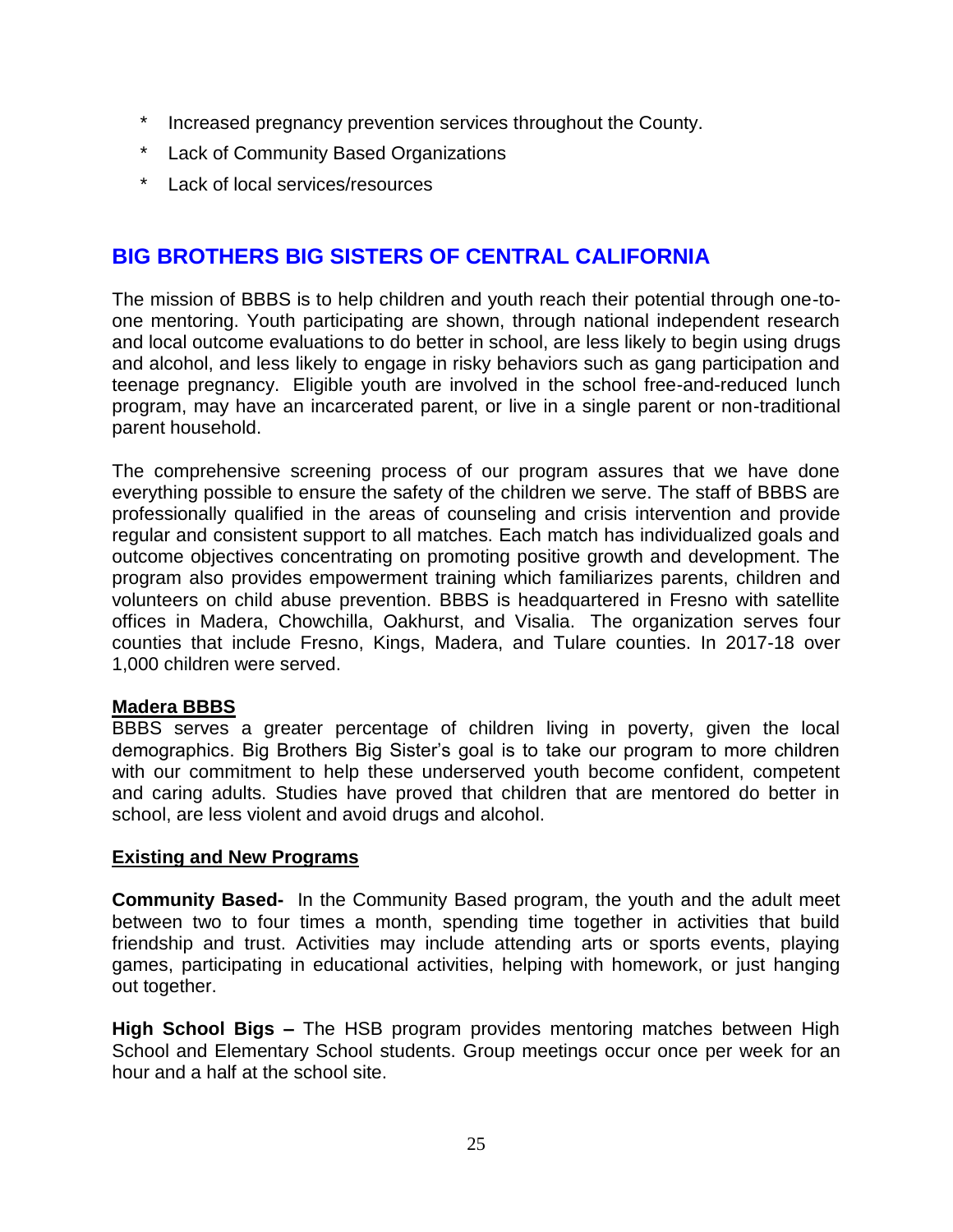* Increased pregnancy prevention services throughout the County.
* Lack of Community Based Organizations
* Lack of local services/resources

## BIG BROTHERS BIG SISTERS OF CENTRAL CALIFORNIA

The mission of BBBS is to help children and youth reach their potential through one-to-one mentoring. Youth participating are shown, through national independent research and local outcome evaluations to do better in school, are less likely to begin using drugs and alcohol, and less likely to engage in risky behaviors such as gang participation and teenage pregnancy. Eligible youth are involved in the school free-and-reduced lunch program, may have an incarcerated parent, or live in a single parent or non-traditional parent household.

The comprehensive screening process of our program assures that we have done everything possible to ensure the safety of the children we serve. The staff of BBBS are professionally qualified in the areas of counseling and crisis intervention and provide regular and consistent support to all matches. Each match has individualized goals and outcome objectives concentrating on promoting positive growth and development. The program also provides empowerment training which familiarizes parents, children and volunteers on child abuse prevention. BBBS is headquartered in Fresno with satellite offices in Madera, Chowchilla, Oakhurst, and Visalia. The organization serves four counties that include Fresno, Kings, Madera, and Tulare counties. In 2017-18 over 1,000 children were served.

**Madera BBBS**

BBBS serves a greater percentage of children living in poverty, given the local demographics. Big Brothers Big Sister's goal is to take our program to more children with our commitment to help these underserved youth become confident, competent and caring adults. Studies have proved that children that are mentored do better in school, are less violent and avoid drugs and alcohol.

**Existing and New Programs**

**Community Based-** In the Community Based program, the youth and the adult meet between two to four times a month, spending time together in activities that build friendship and trust. Activities may include attending arts or sports events, playing games, participating in educational activities, helping with homework, or just hanging out together.

**High School Bigs –** The HSB program provides mentoring matches between High School and Elementary School students. Group meetings occur once per week for an hour and a half at the school site.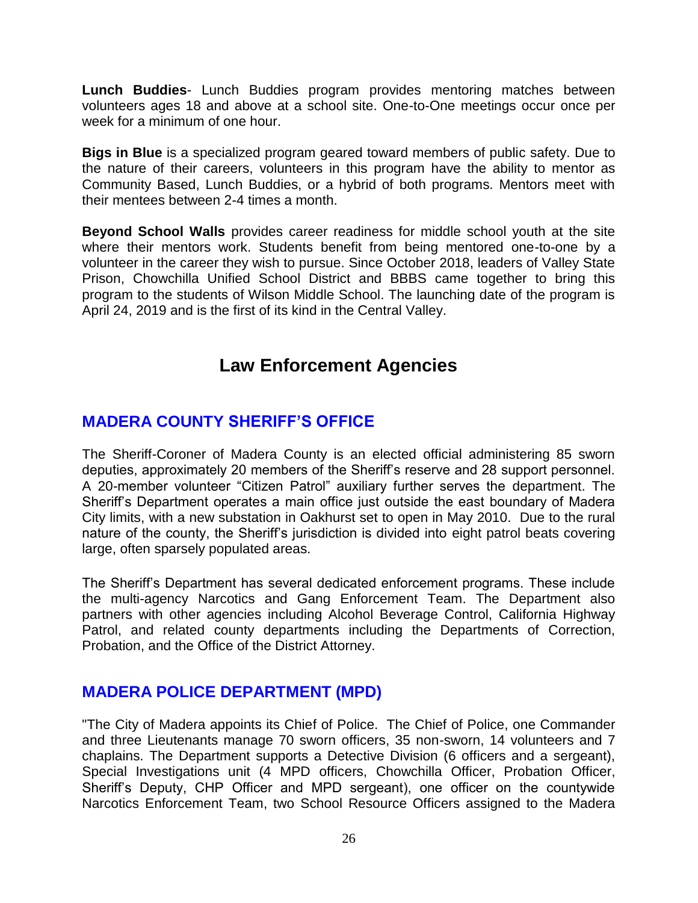**Lunch Buddies**- Lunch Buddies program provides mentoring matches between volunteers ages 18 and above at a school site. One-to-One meetings occur once per week for a minimum of one hour.

**Bigs in Blue** is a specialized program geared toward members of public safety. Due to the nature of their careers, volunteers in this program have the ability to mentor as Community Based, Lunch Buddies, or a hybrid of both programs. Mentors meet with their mentees between 2-4 times a month.

**Beyond School Walls** provides career readiness for middle school youth at the site where their mentors work. Students benefit from being mentored one-to-one by a volunteer in the career they wish to pursue. Since October 2018, leaders of Valley State Prison, Chowchilla Unified School District and BBBS came together to bring this program to the students of Wilson Middle School. The launching date of the program is April 24, 2019 and is the first of its kind in the Central Valley.

# Law Enforcement Agencies

## MADERA COUNTY SHERIFF'S OFFICE

The Sheriff-Coroner of Madera County is an elected official administering 85 sworn deputies, approximately 20 members of the Sheriff's reserve and 28 support personnel. A 20-member volunteer "Citizen Patrol" auxiliary further serves the department. The Sheriff's Department operates a main office just outside the east boundary of Madera City limits, with a new substation in Oakhurst set to open in May 2010. Due to the rural nature of the county, the Sheriff's jurisdiction is divided into eight patrol beats covering large, often sparsely populated areas.

The Sheriff's Department has several dedicated enforcement programs. These include the multi-agency Narcotics and Gang Enforcement Team. The Department also partners with other agencies including Alcohol Beverage Control, California Highway Patrol, and related county departments including the Departments of Correction, Probation, and the Office of the District Attorney.

## MADERA POLICE DEPARTMENT (MPD)

"The City of Madera appoints its Chief of Police. The Chief of Police, one Commander and three Lieutenants manage 70 sworn officers, 35 non-sworn, 14 volunteers and 7 chaplains. The Department supports a Detective Division (6 officers and a sergeant), Special Investigations unit (4 MPD officers, Chowchilla Officer, Probation Officer, Sheriff's Deputy, CHP Officer and MPD sergeant), one officer on the countywide Narcotics Enforcement Team, two School Resource Officers assigned to the Madera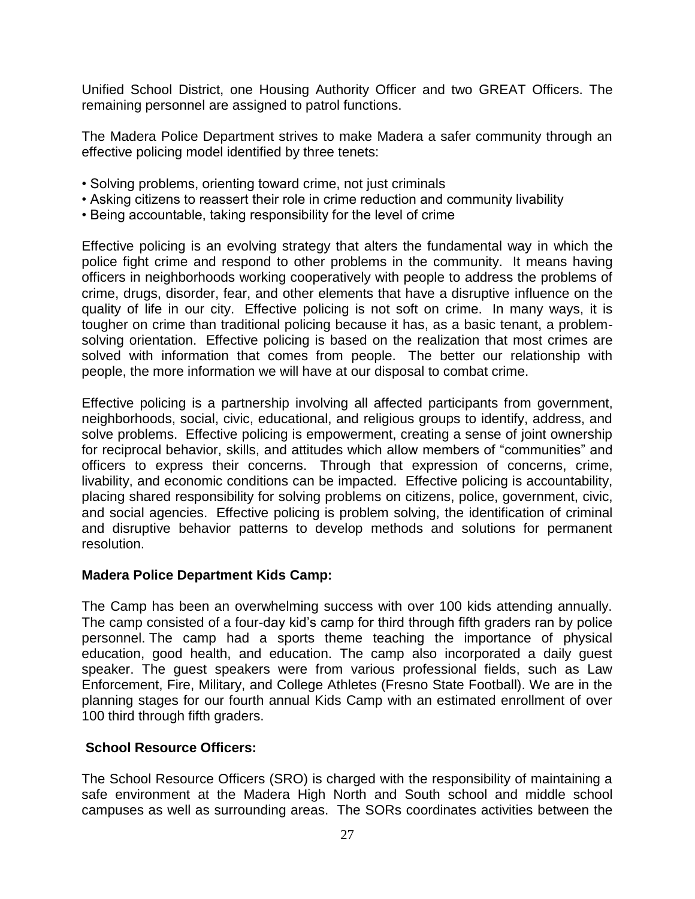Unified School District, one Housing Authority Officer and two GREAT Officers. The remaining personnel are assigned to patrol functions.

The Madera Police Department strives to make Madera a safer community through an effective policing model identified by three tenets:

- Solving problems, orienting toward crime, not just criminals
- Asking citizens to reassert their role in crime reduction and community livability
- Being accountable, taking responsibility for the level of crime

Effective policing is an evolving strategy that alters the fundamental way in which the police fight crime and respond to other problems in the community. It means having officers in neighborhoods working cooperatively with people to address the problems of crime, drugs, disorder, fear, and other elements that have a disruptive influence on the quality of life in our city. Effective policing is not soft on crime. In many ways, it is tougher on crime than traditional policing because it has, as a basic tenant, a problem-solving orientation. Effective policing is based on the realization that most crimes are solved with information that comes from people. The better our relationship with people, the more information we will have at our disposal to combat crime.

Effective policing is a partnership involving all affected participants from government, neighborhoods, social, civic, educational, and religious groups to identify, address, and solve problems. Effective policing is empowerment, creating a sense of joint ownership for reciprocal behavior, skills, and attitudes which allow members of "communities" and officers to express their concerns. Through that expression of concerns, crime, livability, and economic conditions can be impacted. Effective policing is accountability, placing shared responsibility for solving problems on citizens, police, government, civic, and social agencies. Effective policing is problem solving, the identification of criminal and disruptive behavior patterns to develop methods and solutions for permanent resolution.

**Madera Police Department Kids Camp:**

The Camp has been an overwhelming success with over 100 kids attending annually. The camp consisted of a four-day kid's camp for third through fifth graders ran by police personnel. The camp had a sports theme teaching the importance of physical education, good health, and education. The camp also incorporated a daily guest speaker. The guest speakers were from various professional fields, such as Law Enforcement, Fire, Military, and College Athletes (Fresno State Football). We are in the planning stages for our fourth annual Kids Camp with an estimated enrollment of over 100 third through fifth graders.

**School Resource Officers:**

The School Resource Officers (SRO) is charged with the responsibility of maintaining a safe environment at the Madera High North and South school and middle school campuses as well as surrounding areas. The SORs coordinates activities between the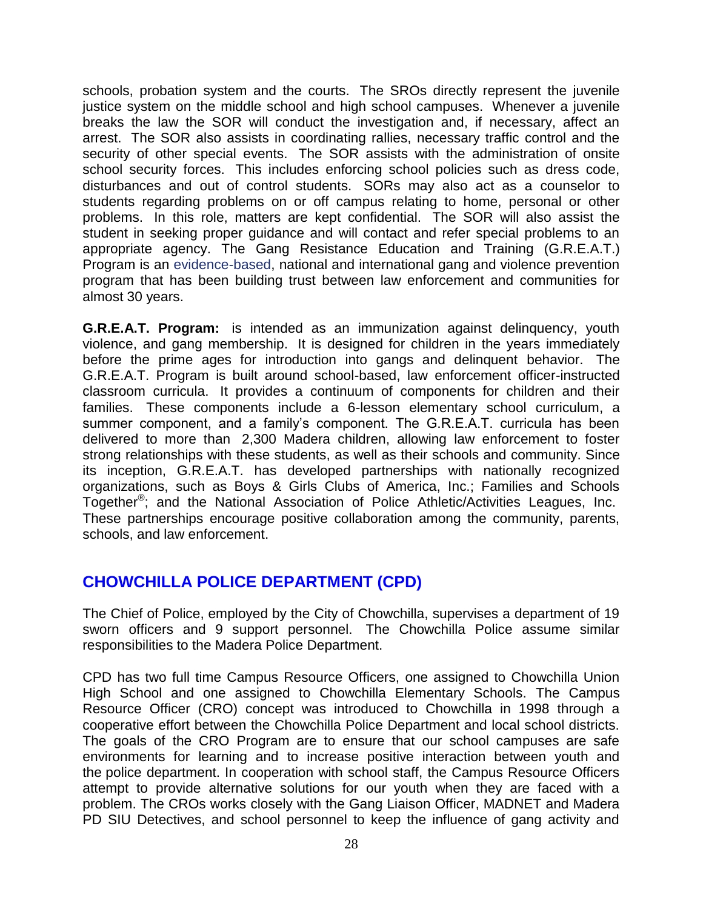schools, probation system and the courts. The SROs directly represent the juvenile justice system on the middle school and high school campuses. Whenever a juvenile breaks the law the SOR will conduct the investigation and, if necessary, affect an arrest. The SOR also assists in coordinating rallies, necessary traffic control and the security of other special events. The SOR assists with the administration of onsite school security forces. This includes enforcing school policies such as dress code, disturbances and out of control students. SORs may also act as a counselor to students regarding problems on or off campus relating to home, personal or other problems. In this role, matters are kept confidential. The SOR will also assist the student in seeking proper guidance and will contact and refer special problems to an appropriate agency. The Gang Resistance Education and Training (G.R.E.A.T.) Program is an evidence-based, national and international gang and violence prevention program that has been building trust between law enforcement and communities for almost 30 years.

**G.R.E.A.T. Program:** is intended as an immunization against delinquency, youth violence, and gang membership. It is designed for children in the years immediately before the prime ages for introduction into gangs and delinquent behavior. The G.R.E.A.T. Program is built around school-based, law enforcement officer-instructed classroom curricula. It provides a continuum of components for children and their families. These components include a 6-lesson elementary school curriculum, a summer component, and a family's component. The G.R.E.A.T. curricula has been delivered to more than 2,300 Madera children, allowing law enforcement to foster strong relationships with these students, as well as their schools and community. Since its inception, G.R.E.A.T. has developed partnerships with nationally recognized organizations, such as Boys & Girls Clubs of America, Inc.; Families and Schools Together®; and the National Association of Police Athletic/Activities Leagues, Inc. These partnerships encourage positive collaboration among the community, parents, schools, and law enforcement.

## CHOWCHILLA POLICE DEPARTMENT (CPD)

The Chief of Police, employed by the City of Chowchilla, supervises a department of 19 sworn officers and 9 support personnel. The Chowchilla Police assume similar responsibilities to the Madera Police Department.

CPD has two full time Campus Resource Officers, one assigned to Chowchilla Union High School and one assigned to Chowchilla Elementary Schools. The Campus Resource Officer (CRO) concept was introduced to Chowchilla in 1998 through a cooperative effort between the Chowchilla Police Department and local school districts. The goals of the CRO Program are to ensure that our school campuses are safe environments for learning and to increase positive interaction between youth and the police department. In cooperation with school staff, the Campus Resource Officers attempt to provide alternative solutions for our youth when they are faced with a problem. The CROs works closely with the Gang Liaison Officer, MADNET and Madera PD SIU Detectives, and school personnel to keep the influence of gang activity and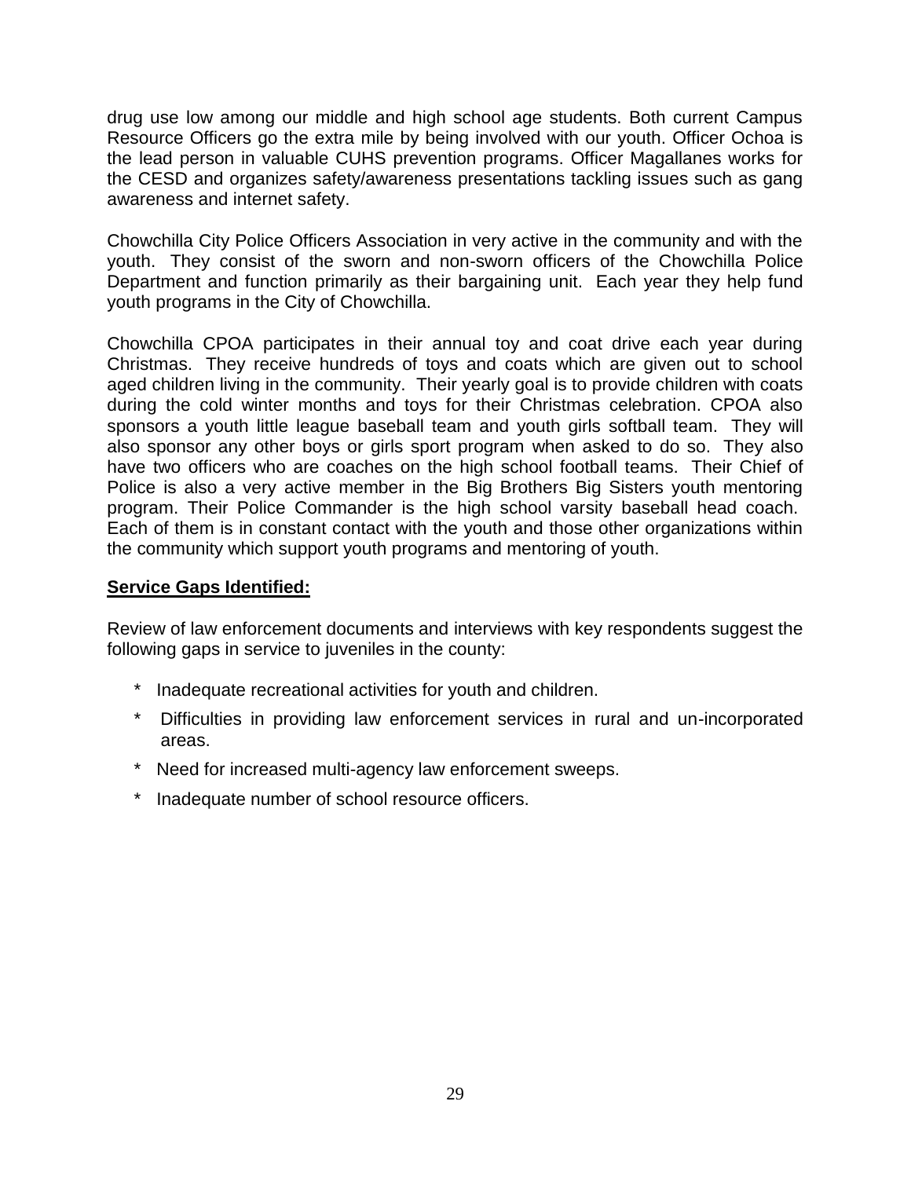drug use low among our middle and high school age students. Both current Campus Resource Officers go the extra mile by being involved with our youth. Officer Ochoa is the lead person in valuable CUHS prevention programs. Officer Magallanes works for the CESD and organizes safety/awareness presentations tackling issues such as gang awareness and internet safety.

Chowchilla City Police Officers Association in very active in the community and with the youth. They consist of the sworn and non-sworn officers of the Chowchilla Police Department and function primarily as their bargaining unit. Each year they help fund youth programs in the City of Chowchilla.

Chowchilla CPOA participates in their annual toy and coat drive each year during Christmas. They receive hundreds of toys and coats which are given out to school aged children living in the community. Their yearly goal is to provide children with coats during the cold winter months and toys for their Christmas celebration. CPOA also sponsors a youth little league baseball team and youth girls softball team. They will also sponsor any other boys or girls sport program when asked to do so. They also have two officers who are coaches on the high school football teams. Their Chief of Police is also a very active member in the Big Brothers Big Sisters youth mentoring program. Their Police Commander is the high school varsity baseball head coach. Each of them is in constant contact with the youth and those other organizations within the community which support youth programs and mentoring of youth.

**Service Gaps Identified:**

Review of law enforcement documents and interviews with key respondents suggest the following gaps in service to juveniles in the county:

* Inadequate recreational activities for youth and children.
* Difficulties in providing law enforcement services in rural and un-incorporated areas.
* Need for increased multi-agency law enforcement sweeps.
* Inadequate number of school resource officers.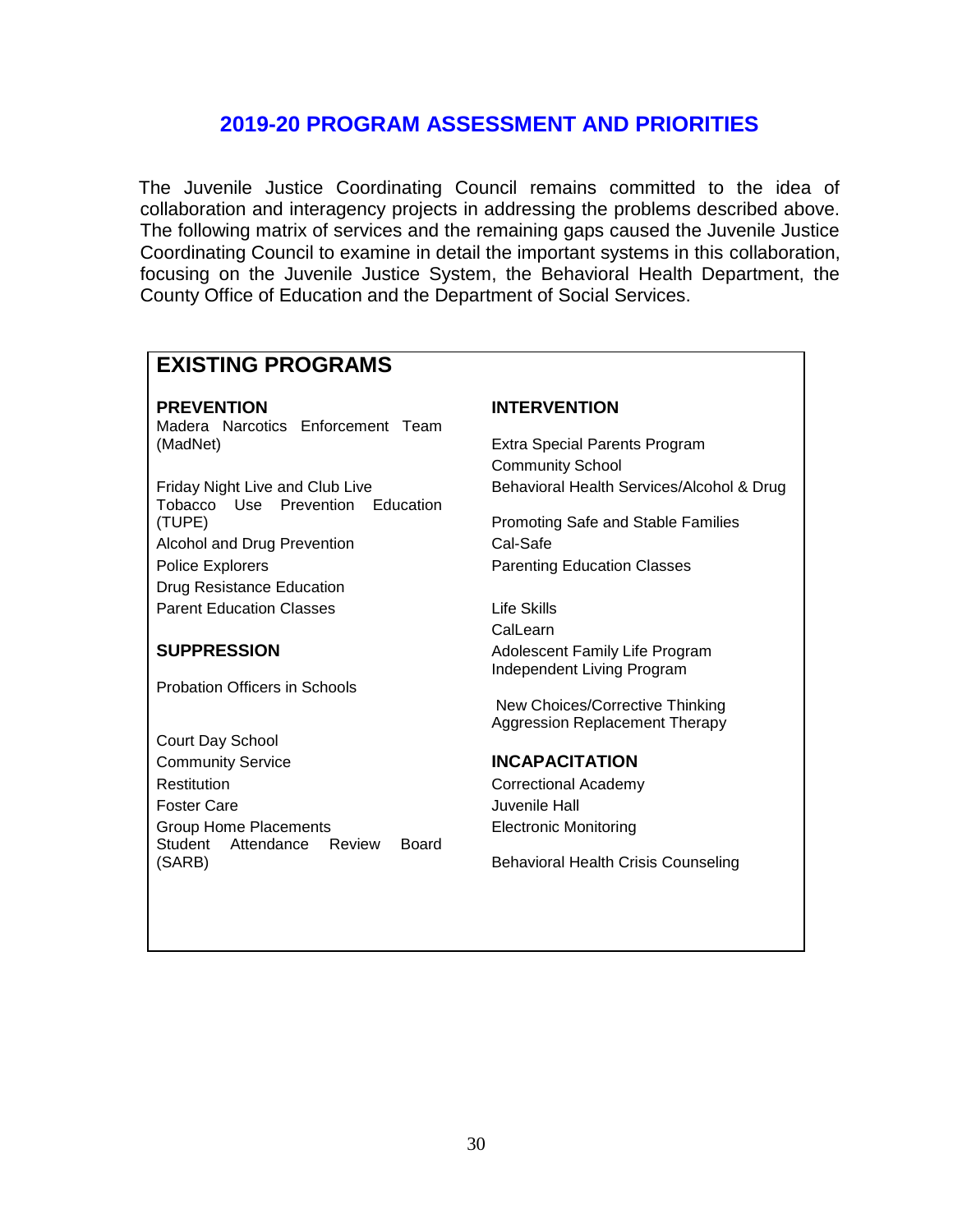## 2019-20 PROGRAM ASSESSMENT AND PRIORITIES

The Juvenile Justice Coordinating Council remains committed to the idea of collaboration and interagency projects in addressing the problems described above. The following matrix of services and the remaining gaps caused the Juvenile Justice Coordinating Council to examine in detail the important systems in this collaboration, focusing on the Juvenile Justice System, the Behavioral Health Department, the County Office of Education and the Department of Social Services.

## EXISTING PROGRAMS

### PREVENTION

Madera Narcotics Enforcement Team (MadNet)

Friday Night Live and Club Live
Tobacco Use Prevention Education (TUPE)
Alcohol and Drug Prevention
Police Explorers
Drug Resistance Education
Parent Education Classes

### SUPPRESSION

Probation Officers in Schools

Court Day School
Community Service
Restitution
Foster Care
Group Home Placements
Student Attendance Review Board (SARB)

### INTERVENTION

Extra Special Parents Program
Community School
Behavioral Health Services/Alcohol & Drug

Promoting Safe and Stable Families
Cal-Safe
Parenting Education Classes

Life Skills
CalLearn
Adolescent Family Life Program
Independent Living Program

New Choices/Corrective Thinking
Aggression Replacement Therapy

### INCAPACITATION

Correctional Academy
Juvenile Hall
Electronic Monitoring

Behavioral Health Crisis Counseling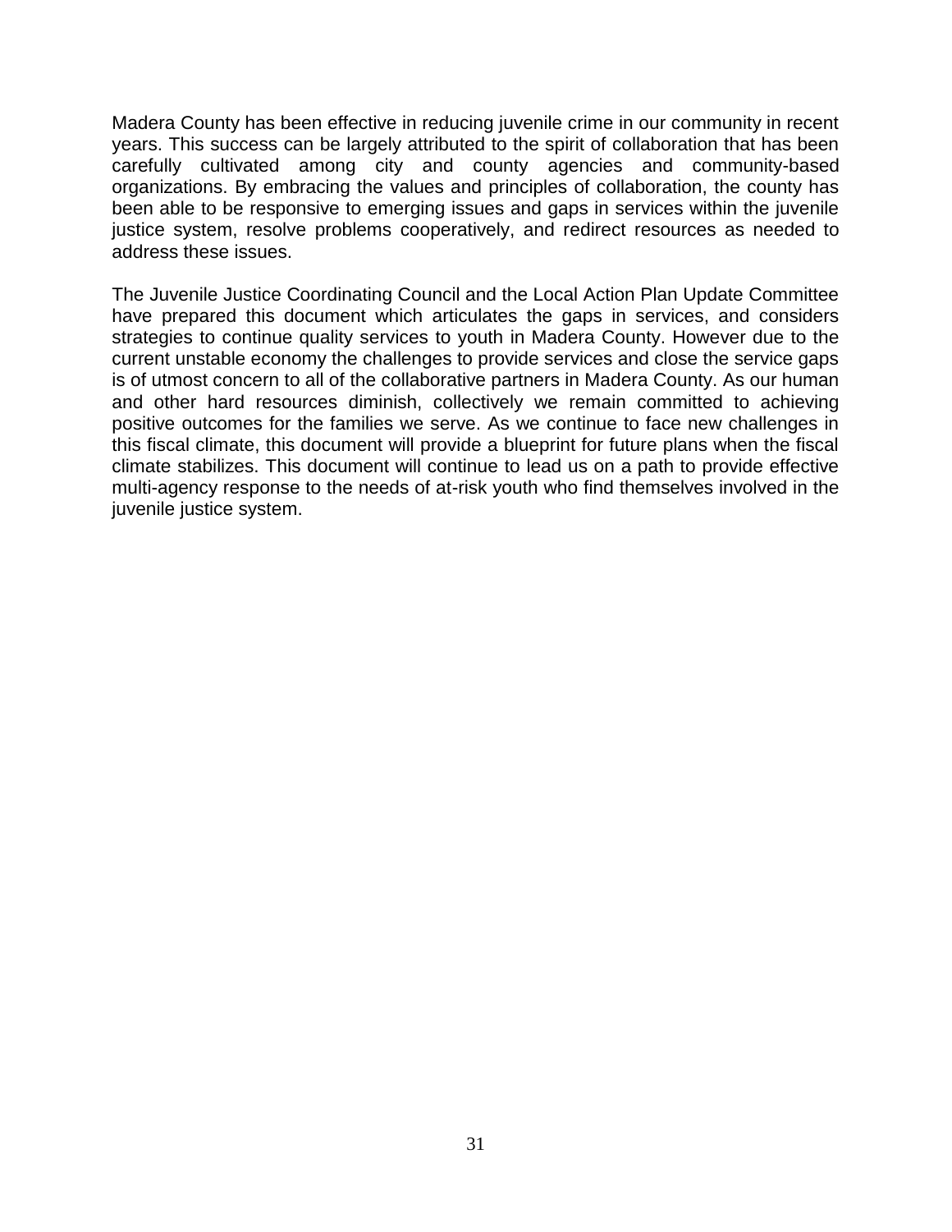Madera County has been effective in reducing juvenile crime in our community in recent years. This success can be largely attributed to the spirit of collaboration that has been carefully cultivated among city and county agencies and community-based organizations. By embracing the values and principles of collaboration, the county has been able to be responsive to emerging issues and gaps in services within the juvenile justice system, resolve problems cooperatively, and redirect resources as needed to address these issues.

The Juvenile Justice Coordinating Council and the Local Action Plan Update Committee have prepared this document which articulates the gaps in services, and considers strategies to continue quality services to youth in Madera County. However due to the current unstable economy the challenges to provide services and close the service gaps is of utmost concern to all of the collaborative partners in Madera County. As our human and other hard resources diminish, collectively we remain committed to achieving positive outcomes for the families we serve. As we continue to face new challenges in this fiscal climate, this document will provide a blueprint for future plans when the fiscal climate stabilizes. This document will continue to lead us on a path to provide effective multi-agency response to the needs of at-risk youth who find themselves involved in the juvenile justice system.